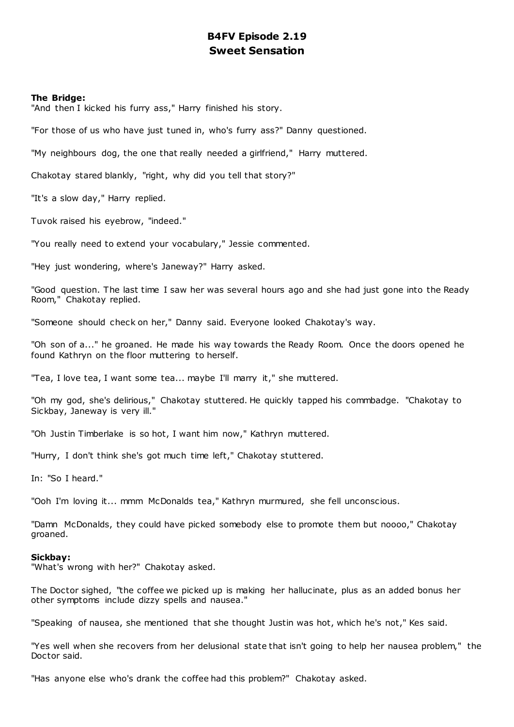# B4FV Episode 2.19
# Sweet Sensation

**The Bridge:**

"And then I kicked his furry ass," Harry finished his story.

"For those of us who have just tuned in, who's furry ass?" Danny questioned.

"My neighbours dog, the one that really needed a girlfriend," Harry muttered.

Chakotay stared blankly, "right, why did you tell that story?"

"It's a slow day," Harry replied.

Tuvok raised his eyebrow, "indeed."

"You really need to extend your vocabulary," Jessie commented.

"Hey just wondering, where's Janeway?" Harry asked.

"Good question. The last time I saw her was several hours ago and she had just gone into the Ready Room," Chakotay replied.

"Someone should check on her," Danny said. Everyone looked Chakotay's way.

"Oh son of a..." he groaned. He made his way towards the Ready Room. Once the doors opened he found Kathryn on the floor muttering to herself.

"Tea, I love tea, I want some tea... maybe I'll marry it," she muttered.

"Oh my god, she's delirious," Chakotay stuttered. He quickly tapped his commbadge. "Chakotay to Sickbay, Janeway is very ill."

"Oh Justin Timberlake is so hot, I want him now," Kathryn muttered.

"Hurry, I don't think she's got much time left," Chakotay stuttered.

In: "So I heard."

"Ooh I'm loving it... mmm McDonalds tea," Kathryn murmured, she fell unconscious.

"Damn McDonalds, they could have picked somebody else to promote them but noooo," Chakotay groaned.

**Sickbay:**

"What's wrong with her?" Chakotay asked.

The Doctor sighed, "the coffee we picked up is making her hallucinate, plus as an added bonus her other symptoms include dizzy spells and nausea."

"Speaking of nausea, she mentioned that she thought Justin was hot, which he's not," Kes said.

"Yes well when she recovers from her delusional state that isn't going to help her nausea problem," the Doctor said.

"Has anyone else who's drank the coffee had this problem?" Chakotay asked.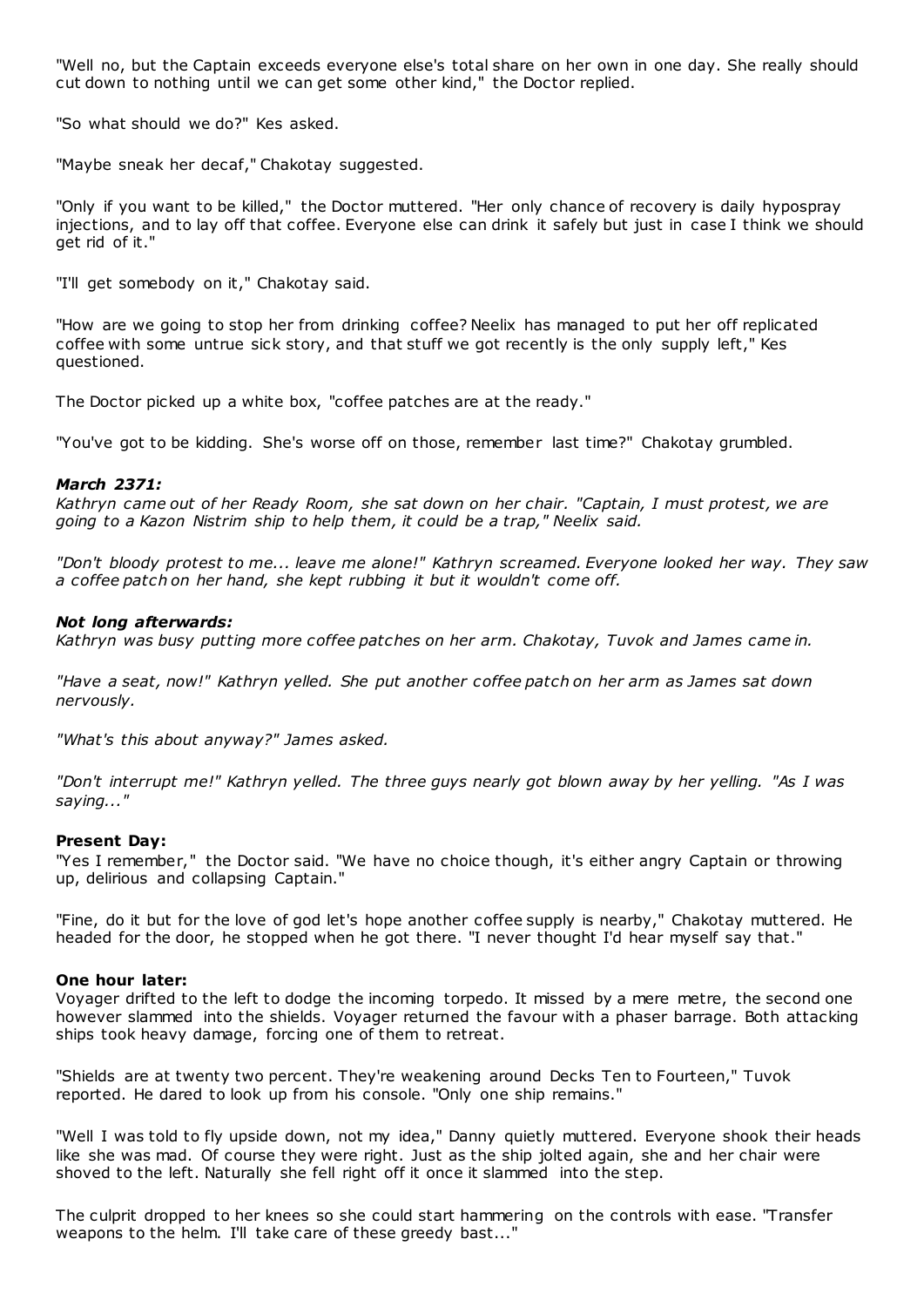"Well no, but the Captain exceeds everyone else's total share on her own in one day. She really should cut down to nothing until we can get some other kind," the Doctor replied.

"So what should we do?" Kes asked.

"Maybe sneak her decaf," Chakotay suggested.

"Only if you want to be killed," the Doctor muttered. "Her only chance of recovery is daily hypospray injections, and to lay off that coffee. Everyone else can drink it safely but just in case I think we should get rid of it."

"I'll get somebody on it," Chakotay said.

"How are we going to stop her from drinking coffee? Neelix has managed to put her off replicated coffee with some untrue sick story, and that stuff we got recently is the only supply left," Kes questioned.

The Doctor picked up a white box, "coffee patches are at the ready."

"You've got to be kidding. She's worse off on those, remember last time?" Chakotay grumbled.

***March 2371:***

*Kathryn came out of her Ready Room, she sat down on her chair. "Captain, I must protest, we are going to a Kazon Nistrim ship to help them, it could be a trap," Neelix said.*

*"Don't bloody protest to me... leave me alone!" Kathryn screamed. Everyone looked her way. They saw a coffee patch on her hand, she kept rubbing it but it wouldn't come off.*

***Not long afterwards:***

*Kathryn was busy putting more coffee patches on her arm. Chakotay, Tuvok and James came in.*

*"Have a seat, now!" Kathryn yelled. She put another coffee patch on her arm as James sat down nervously.*

*"What's this about anyway?" James asked.*

*"Don't interrupt me!" Kathryn yelled. The three guys nearly got blown away by her yelling. "As I was saying..."*

**Present Day:**

"Yes I remember," the Doctor said. "We have no choice though, it's either angry Captain or throwing up, delirious and collapsing Captain."

"Fine, do it but for the love of god let's hope another coffee supply is nearby," Chakotay muttered. He headed for the door, he stopped when he got there. "I never thought I'd hear myself say that."

**One hour later:**

Voyager drifted to the left to dodge the incoming torpedo. It missed by a mere metre, the second one however slammed into the shields. Voyager returned the favour with a phaser barrage. Both attacking ships took heavy damage, forcing one of them to retreat.

"Shields are at twenty two percent. They're weakening around Decks Ten to Fourteen," Tuvok reported. He dared to look up from his console. "Only one ship remains."

"Well I was told to fly upside down, not my idea," Danny quietly muttered. Everyone shook their heads like she was mad. Of course they were right. Just as the ship jolted again, she and her chair were shoved to the left. Naturally she fell right off it once it slammed into the step.

The culprit dropped to her knees so she could start hammering on the controls with ease. "Transfer weapons to the helm. I'll take care of these greedy bast..."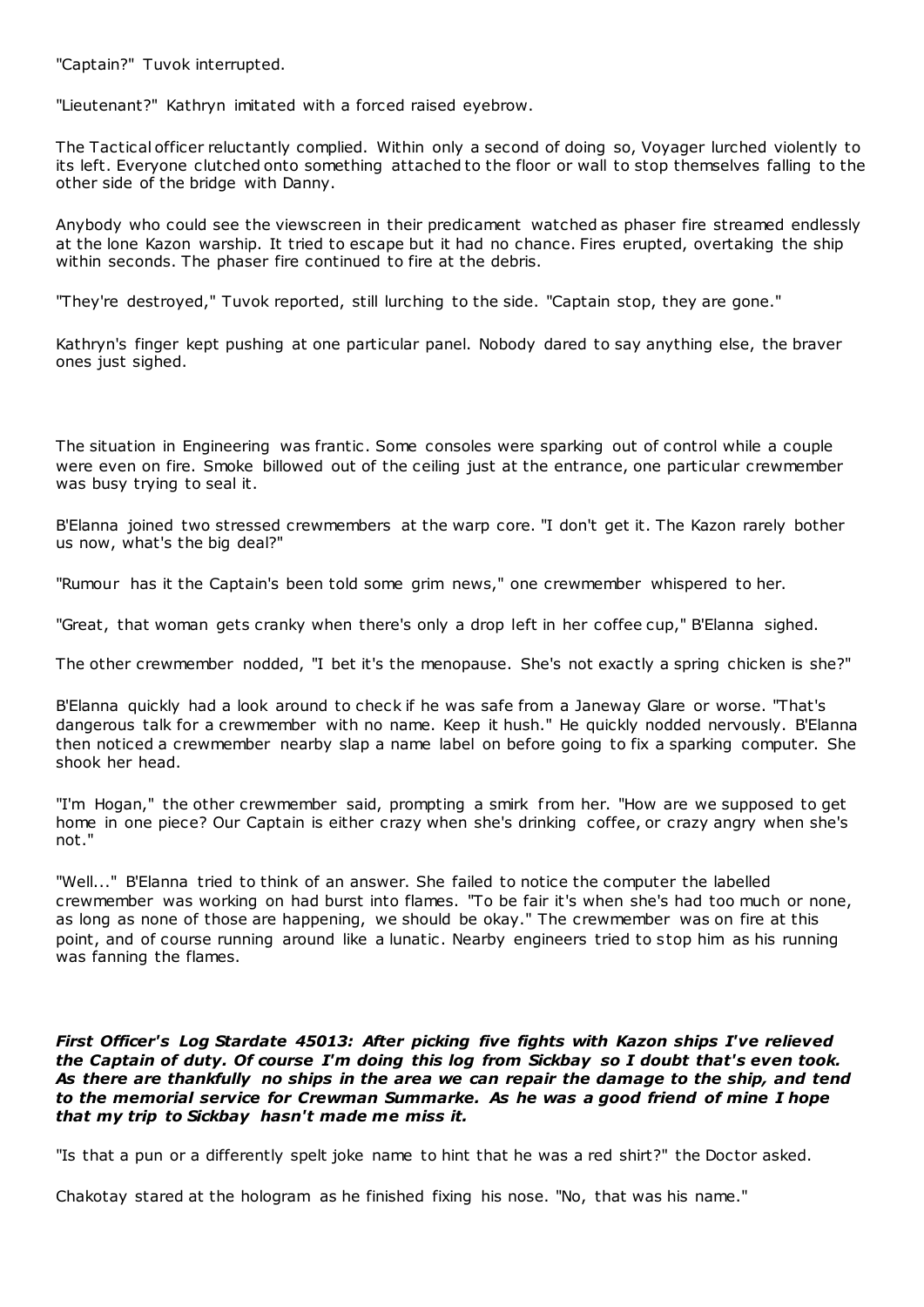"Captain?" Tuvok interrupted.

"Lieutenant?" Kathryn imitated with a forced raised eyebrow.

The Tactical officer reluctantly complied. Within only a second of doing so, Voyager lurched violently to its left. Everyone clutched onto something attached to the floor or wall to stop themselves falling to the other side of the bridge with Danny.

Anybody who could see the viewscreen in their predicament watched as phaser fire streamed endlessly at the lone Kazon warship. It tried to escape but it had no chance. Fires erupted, overtaking the ship within seconds. The phaser fire continued to fire at the debris.

"They're destroyed," Tuvok reported, still lurching to the side. "Captain stop, they are gone."

Kathryn's finger kept pushing at one particular panel. Nobody dared to say anything else, the braver ones just sighed.

The situation in Engineering was frantic. Some consoles were sparking out of control while a couple were even on fire. Smoke billowed out of the ceiling just at the entrance, one particular crewmember was busy trying to seal it.

B'Elanna joined two stressed crewmembers at the warp core. "I don't get it. The Kazon rarely bother us now, what's the big deal?"

"Rumour has it the Captain's been told some grim news," one crewmember whispered to her.

"Great, that woman gets cranky when there's only a drop left in her coffee cup," B'Elanna sighed.

The other crewmember nodded, "I bet it's the menopause. She's not exactly a spring chicken is she?"

B'Elanna quickly had a look around to check if he was safe from a Janeway Glare or worse. "That's dangerous talk for a crewmember with no name. Keep it hush." He quickly nodded nervously. B'Elanna then noticed a crewmember nearby slap a name label on before going to fix a sparking computer. She shook her head.

"I'm Hogan," the other crewmember said, prompting a smirk from her. "How are we supposed to get home in one piece? Our Captain is either crazy when she's drinking coffee, or crazy angry when she's not."

"Well..." B'Elanna tried to think of an answer. She failed to notice the computer the labelled crewmember was working on had burst into flames. "To be fair it's when she's had too much or none, as long as none of those are happening, we should be okay." The crewmember was on fire at this point, and of course running around like a lunatic. Nearby engineers tried to stop him as his running was fanning the flames.

***First Officer's Log Stardate 45013: After picking five fights with Kazon ships I've relieved the Captain of duty. Of course I'm doing this log from Sickbay so I doubt that's even took. As there are thankfully no ships in the area we can repair the damage to the ship, and tend to the memorial service for Crewman Summarke. As he was a good friend of mine I hope that my trip to Sickbay hasn't made me miss it.***

"Is that a pun or a differently spelt joke name to hint that he was a red shirt?" the Doctor asked.

Chakotay stared at the hologram as he finished fixing his nose. "No, that was his name."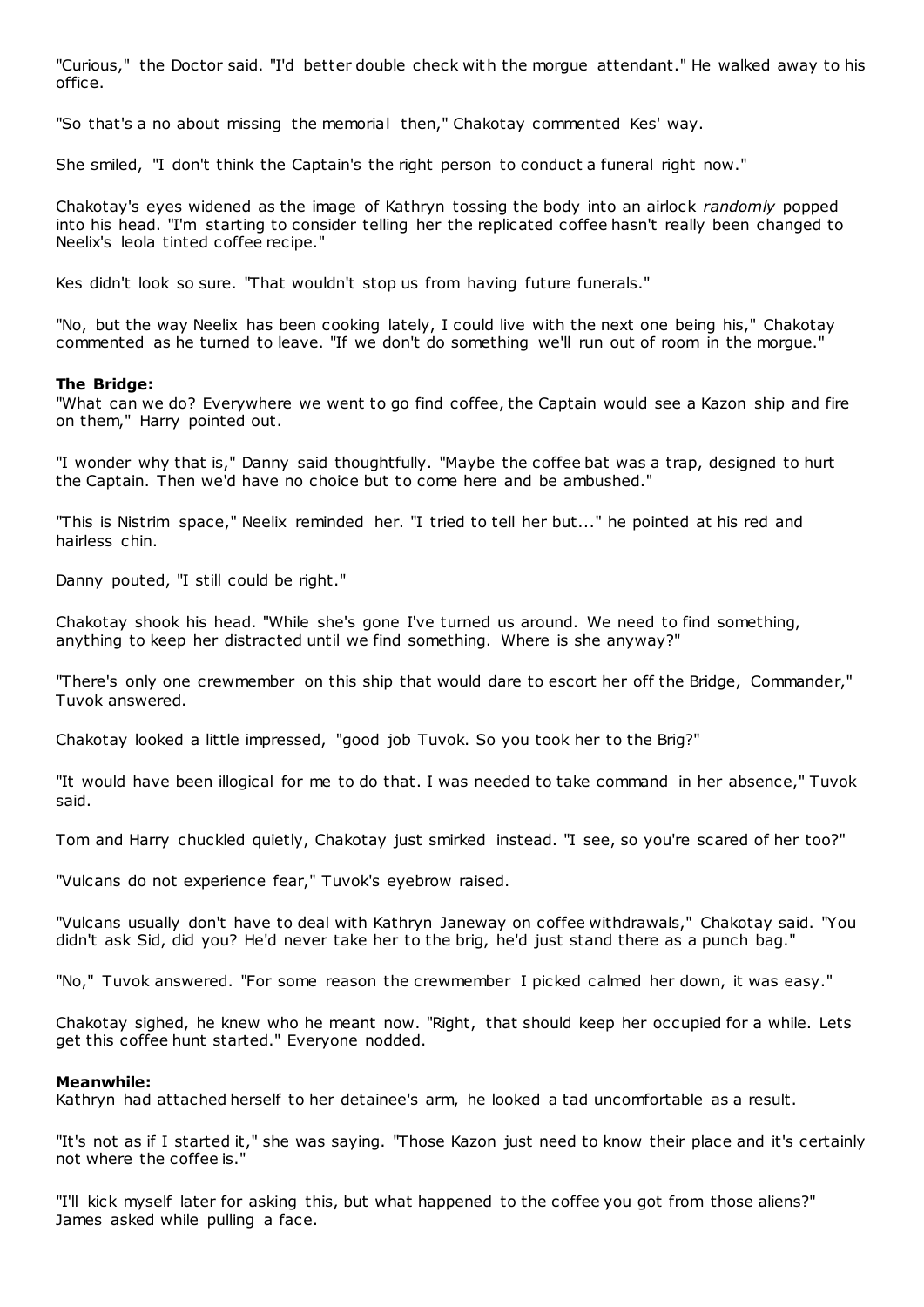"Curious," the Doctor said. "I'd better double check with the morgue attendant." He walked away to his office.

"So that's a no about missing the memorial then," Chakotay commented Kes' way.

She smiled, "I don't think the Captain's the right person to conduct a funeral right now."

Chakotay's eyes widened as the image of Kathryn tossing the body into an airlock *randomly* popped into his head. "I'm starting to consider telling her the replicated coffee hasn't really been changed to Neelix's leola tinted coffee recipe."

Kes didn't look so sure. "That wouldn't stop us from having future funerals."

"No, but the way Neelix has been cooking lately, I could live with the next one being his," Chakotay commented as he turned to leave. "If we don't do something we'll run out of room in the morgue."

**The Bridge:**
"What can we do? Everywhere we went to go find coffee, the Captain would see a Kazon ship and fire on them," Harry pointed out.

"I wonder why that is," Danny said thoughtfully. "Maybe the coffee bat was a trap, designed to hurt the Captain. Then we'd have no choice but to come here and be ambushed."

"This is Nistrim space," Neelix reminded her. "I tried to tell her but..." he pointed at his red and hairless chin.

Danny pouted, "I still could be right."

Chakotay shook his head. "While she's gone I've turned us around. We need to find something, anything to keep her distracted until we find something. Where is she anyway?"

"There's only one crewmember on this ship that would dare to escort her off the Bridge, Commander," Tuvok answered.

Chakotay looked a little impressed, "good job Tuvok. So you took her to the Brig?"

"It would have been illogical for me to do that. I was needed to take command in her absence," Tuvok said.

Tom and Harry chuckled quietly, Chakotay just smirked instead. "I see, so you're scared of her too?"

"Vulcans do not experience fear," Tuvok's eyebrow raised.

"Vulcans usually don't have to deal with Kathryn Janeway on coffee withdrawals," Chakotay said. "You didn't ask Sid, did you? He'd never take her to the brig, he'd just stand there as a punch bag."

"No," Tuvok answered. "For some reason the crewmember I picked calmed her down, it was easy."

Chakotay sighed, he knew who he meant now. "Right, that should keep her occupied for a while. Lets get this coffee hunt started." Everyone nodded.

**Meanwhile:**
Kathryn had attached herself to her detainee's arm, he looked a tad uncomfortable as a result.

"It's not as if I started it," she was saying. "Those Kazon just need to know their place and it's certainly not where the coffee is."

"I'll kick myself later for asking this, but what happened to the coffee you got from those aliens?" James asked while pulling a face.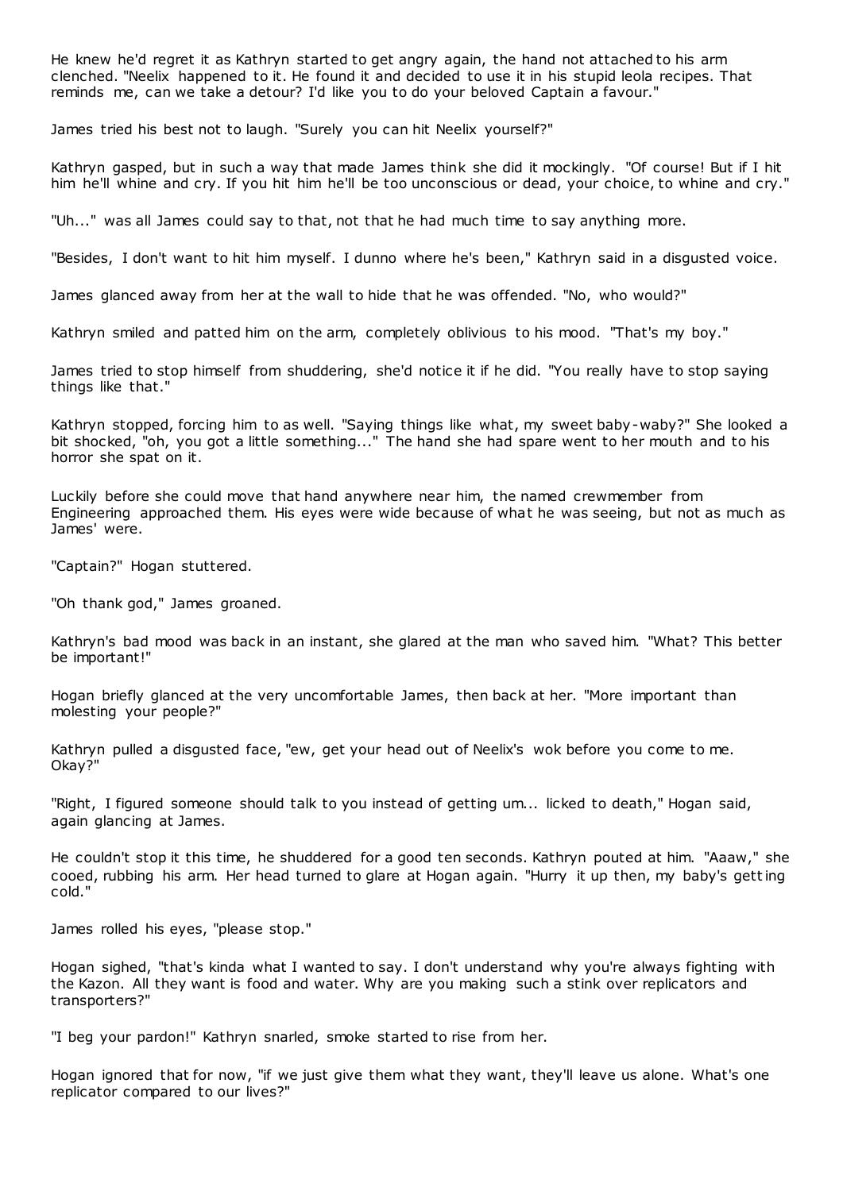He knew he'd regret it as Kathryn started to get angry again, the hand not attached to his arm clenched. "Neelix happened to it. He found it and decided to use it in his stupid leola recipes. That reminds me, can we take a detour? I'd like you to do your beloved Captain a favour."

James tried his best not to laugh. "Surely you can hit Neelix yourself?"

Kathryn gasped, but in such a way that made James think she did it mockingly. "Of course! But if I hit him he'll whine and cry. If you hit him he'll be too unconscious or dead, your choice, to whine and cry."

"Uh..." was all James could say to that, not that he had much time to say anything more.

"Besides, I don't want to hit him myself. I dunno where he's been," Kathryn said in a disgusted voice.

James glanced away from her at the wall to hide that he was offended. "No, who would?"

Kathryn smiled and patted him on the arm, completely oblivious to his mood. "That's my boy."

James tried to stop himself from shuddering, she'd notice it if he did. "You really have to stop saying things like that."

Kathryn stopped, forcing him to as well. "Saying things like what, my sweet baby-waby?" She looked a bit shocked, "oh, you got a little something..." The hand she had spare went to her mouth and to his horror she spat on it.

Luckily before she could move that hand anywhere near him, the named crewmember from Engineering approached them. His eyes were wide because of what he was seeing, but not as much as James' were.

"Captain?" Hogan stuttered.

"Oh thank god," James groaned.

Kathryn's bad mood was back in an instant, she glared at the man who saved him. "What? This better be important!"

Hogan briefly glanced at the very uncomfortable James, then back at her. "More important than molesting your people?"

Kathryn pulled a disgusted face, "ew, get your head out of Neelix's wok before you come to me. Okay?"

"Right, I figured someone should talk to you instead of getting um... licked to death," Hogan said, again glancing at James.

He couldn't stop it this time, he shuddered for a good ten seconds. Kathryn pouted at him. "Aaaw," she cooed, rubbing his arm. Her head turned to glare at Hogan again. "Hurry it up then, my baby's getting cold."

James rolled his eyes, "please stop."

Hogan sighed, "that's kinda what I wanted to say. I don't understand why you're always fighting with the Kazon. All they want is food and water. Why are you making such a stink over replicators and transporters?"

"I beg your pardon!" Kathryn snarled, smoke started to rise from her.

Hogan ignored that for now, "if we just give them what they want, they'll leave us alone. What's one replicator compared to our lives?"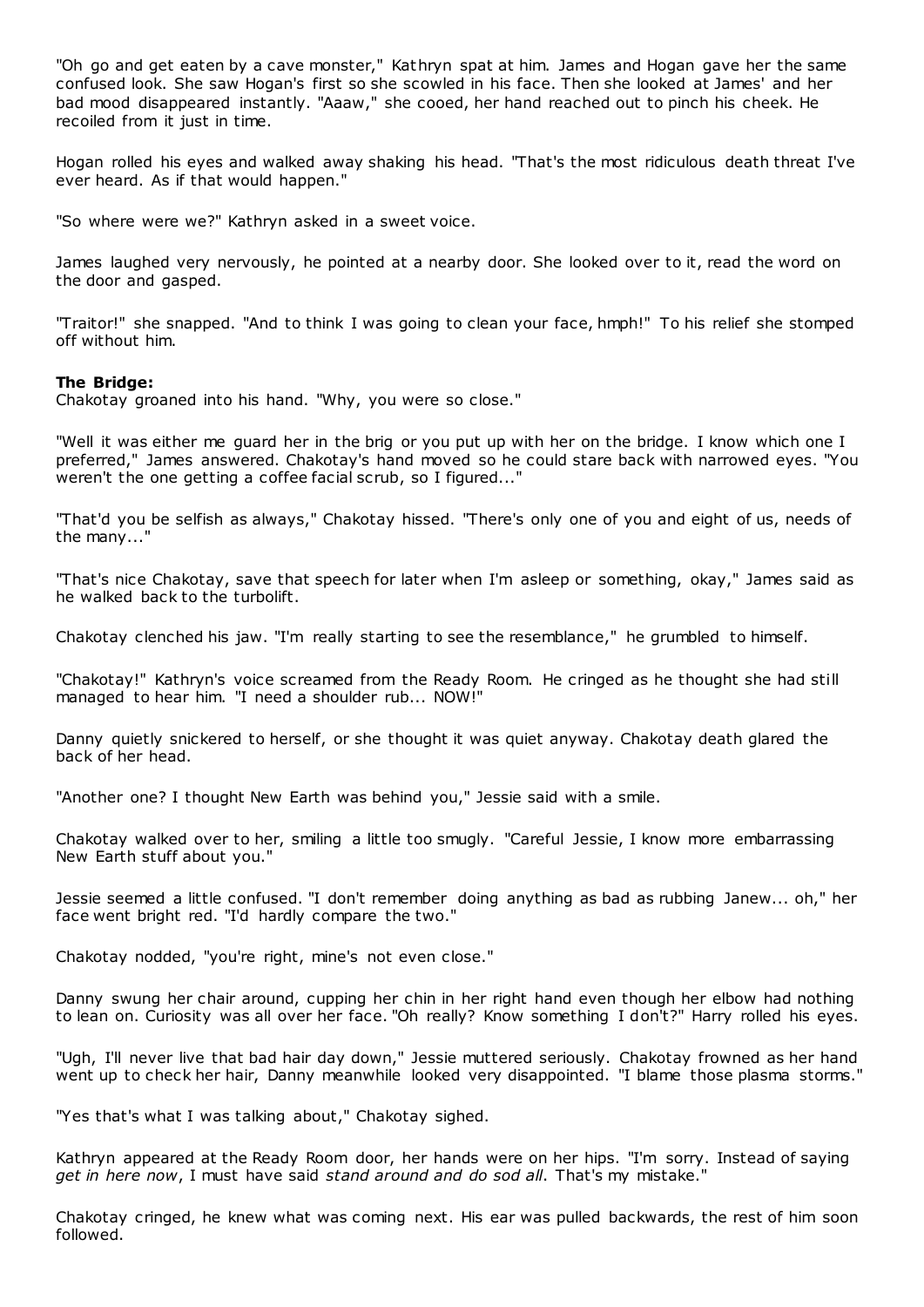"Oh go and get eaten by a cave monster," Kathryn spat at him. James and Hogan gave her the same confused look. She saw Hogan's first so she scowled in his face. Then she looked at James' and her bad mood disappeared instantly. "Aaaw," she cooed, her hand reached out to pinch his cheek. He recoiled from it just in time.

Hogan rolled his eyes and walked away shaking his head. "That's the most ridiculous death threat I've ever heard. As if that would happen."

"So where were we?" Kathryn asked in a sweet voice.

James laughed very nervously, he pointed at a nearby door. She looked over to it, read the word on the door and gasped.

"Traitor!" she snapped. "And to think I was going to clean your face, hmph!" To his relief she stomped off without him.

**The Bridge:**

Chakotay groaned into his hand. "Why, you were so close."

"Well it was either me guard her in the brig or you put up with her on the bridge. I know which one I preferred," James answered. Chakotay's hand moved so he could stare back with narrowed eyes. "You weren't the one getting a coffee facial scrub, so I figured..."

"That'd you be selfish as always," Chakotay hissed. "There's only one of you and eight of us, needs of the many..."

"That's nice Chakotay, save that speech for later when I'm asleep or something, okay," James said as he walked back to the turbolift.

Chakotay clenched his jaw. "I'm really starting to see the resemblance," he grumbled to himself.

"Chakotay!" Kathryn's voice screamed from the Ready Room. He cringed as he thought she had still managed to hear him. "I need a shoulder rub... NOW!"

Danny quietly snickered to herself, or she thought it was quiet anyway. Chakotay death glared the back of her head.

"Another one? I thought New Earth was behind you," Jessie said with a smile.

Chakotay walked over to her, smiling a little too smugly. "Careful Jessie, I know more embarrassing New Earth stuff about you."

Jessie seemed a little confused. "I don't remember doing anything as bad as rubbing Janew... oh," her face went bright red. "I'd hardly compare the two."

Chakotay nodded, "you're right, mine's not even close."

Danny swung her chair around, cupping her chin in her right hand even though her elbow had nothing to lean on. Curiosity was all over her face. "Oh really? Know something I don't?" Harry rolled his eyes.

"Ugh, I'll never live that bad hair day down," Jessie muttered seriously. Chakotay frowned as her hand went up to check her hair, Danny meanwhile looked very disappointed. "I blame those plasma storms."

"Yes that's what I was talking about," Chakotay sighed.

Kathryn appeared at the Ready Room door, her hands were on her hips. "I'm sorry. Instead of saying *get in here now*, I must have said *stand around and do sod all*. That's my mistake."

Chakotay cringed, he knew what was coming next. His ear was pulled backwards, the rest of him soon followed.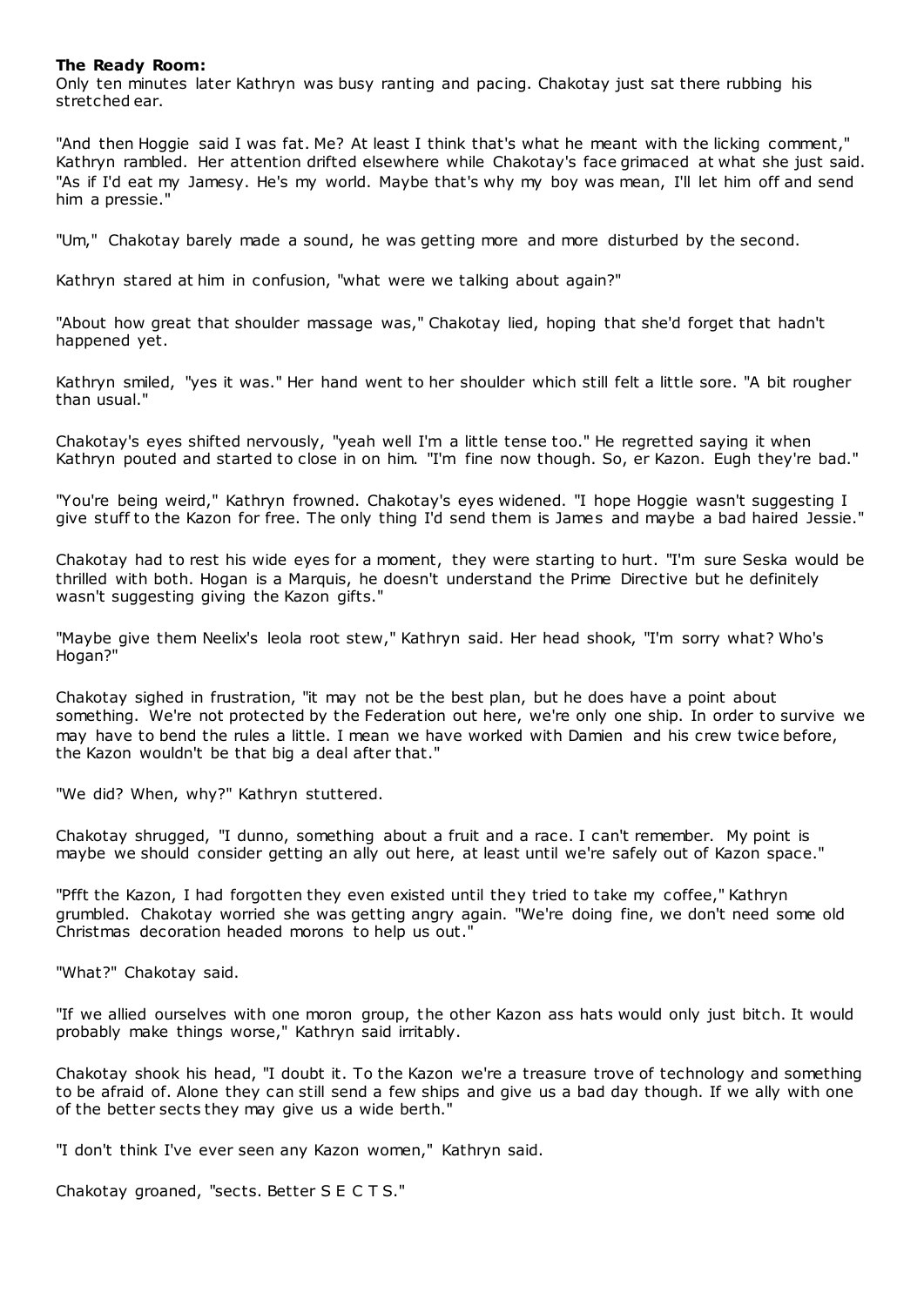**The Ready Room:**

Only ten minutes later Kathryn was busy ranting and pacing. Chakotay just sat there rubbing his stretched ear.

"And then Hoggie said I was fat. Me? At least I think that's what he meant with the licking comment," Kathryn rambled. Her attention drifted elsewhere while Chakotay's face grimaced at what she just said. "As if I'd eat my Jamesy. He's my world. Maybe that's why my boy was mean, I'll let him off and send him a pressie."

"Um," Chakotay barely made a sound, he was getting more and more disturbed by the second.

Kathryn stared at him in confusion, "what were we talking about again?"

"About how great that shoulder massage was," Chakotay lied, hoping that she'd forget that hadn't happened yet.

Kathryn smiled, "yes it was." Her hand went to her shoulder which still felt a little sore. "A bit rougher than usual."

Chakotay's eyes shifted nervously, "yeah well I'm a little tense too." He regretted saying it when Kathryn pouted and started to close in on him. "I'm fine now though. So, er Kazon. Eugh they're bad."

"You're being weird," Kathryn frowned. Chakotay's eyes widened. "I hope Hoggie wasn't suggesting I give stuff to the Kazon for free. The only thing I'd send them is James and maybe a bad haired Jessie."

Chakotay had to rest his wide eyes for a moment, they were starting to hurt. "I'm sure Seska would be thrilled with both. Hogan is a Marquis, he doesn't understand the Prime Directive but he definitely wasn't suggesting giving the Kazon gifts."

"Maybe give them Neelix's leola root stew," Kathryn said. Her head shook, "I'm sorry what? Who's Hogan?"

Chakotay sighed in frustration, "it may not be the best plan, but he does have a point about something. We're not protected by the Federation out here, we're only one ship. In order to survive we may have to bend the rules a little. I mean we have worked with Damien and his crew twice before, the Kazon wouldn't be that big a deal after that."

"We did? When, why?" Kathryn stuttered.

Chakotay shrugged, "I dunno, something about a fruit and a race. I can't remember. My point is maybe we should consider getting an ally out here, at least until we're safely out of Kazon space."

"Pfft the Kazon, I had forgotten they even existed until they tried to take my coffee," Kathryn grumbled. Chakotay worried she was getting angry again. "We're doing fine, we don't need some old Christmas decoration headed morons to help us out."

"What?" Chakotay said.

"If we allied ourselves with one moron group, the other Kazon ass hats would only just bitch. It would probably make things worse," Kathryn said irritably.

Chakotay shook his head, "I doubt it. To the Kazon we're a treasure trove of technology and something to be afraid of. Alone they can still send a few ships and give us a bad day though. If we ally with one of the better sects they may give us a wide berth."

"I don't think I've ever seen any Kazon women," Kathryn said.

Chakotay groaned, "sects. Better S E C T S."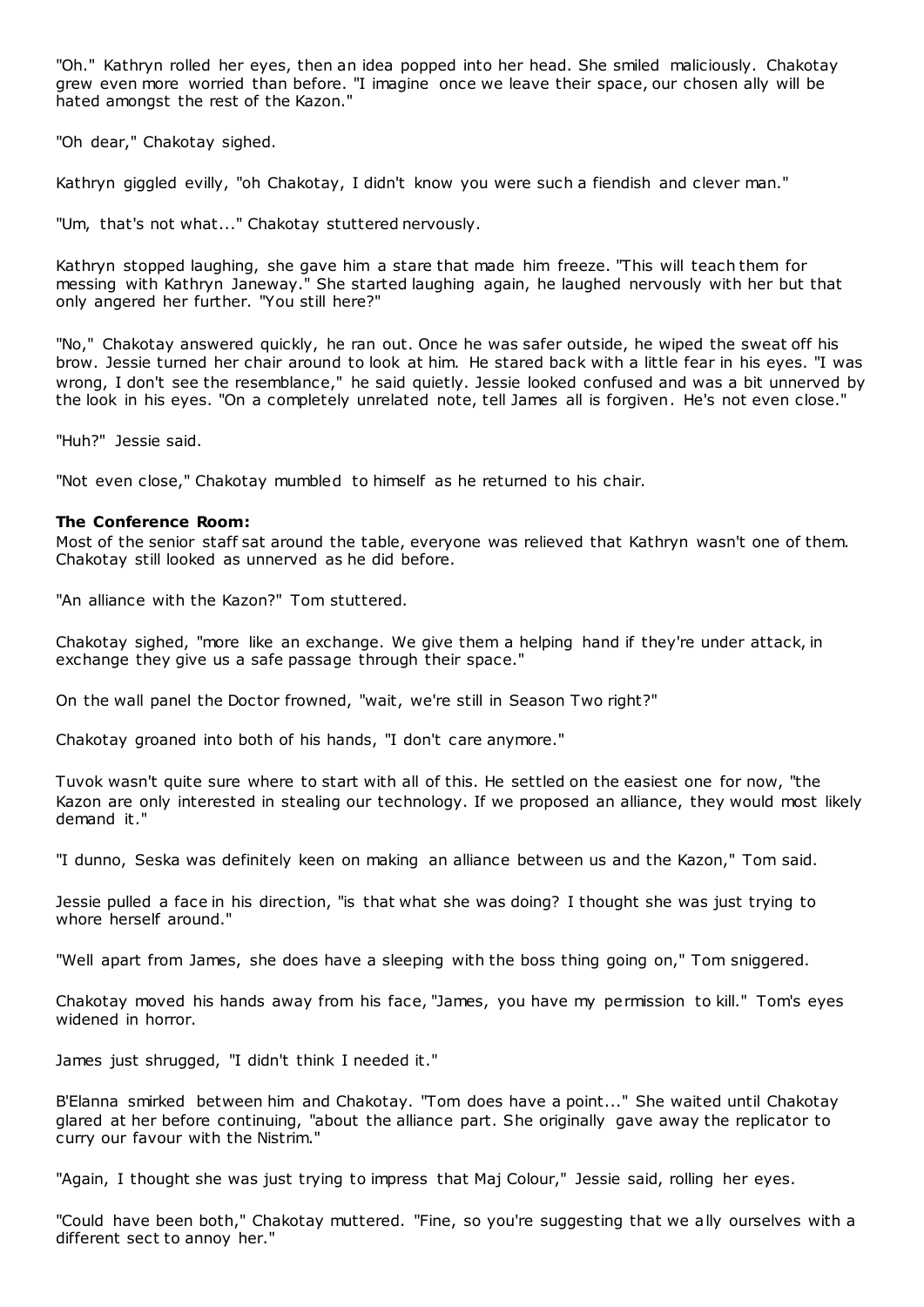"Oh." Kathryn rolled her eyes, then an idea popped into her head. She smiled maliciously. Chakotay grew even more worried than before. "I imagine once we leave their space, our chosen ally will be hated amongst the rest of the Kazon."

"Oh dear," Chakotay sighed.

Kathryn giggled evilly, "oh Chakotay, I didn't know you were such a fiendish and clever man."

"Um, that's not what..." Chakotay stuttered nervously.

Kathryn stopped laughing, she gave him a stare that made him freeze. "This will teach them for messing with Kathryn Janeway." She started laughing again, he laughed nervously with her but that only angered her further. "You still here?"

"No," Chakotay answered quickly, he ran out. Once he was safer outside, he wiped the sweat off his brow. Jessie turned her chair around to look at him. He stared back with a little fear in his eyes. "I was wrong, I don't see the resemblance," he said quietly. Jessie looked confused and was a bit unnerved by the look in his eyes. "On a completely unrelated note, tell James all is forgiven. He's not even close."

"Huh?" Jessie said.

"Not even close," Chakotay mumbled to himself as he returned to his chair.

**The Conference Room:**

Most of the senior staff sat around the table, everyone was relieved that Kathryn wasn't one of them. Chakotay still looked as unnerved as he did before.

"An alliance with the Kazon?" Tom stuttered.

Chakotay sighed, "more like an exchange. We give them a helping hand if they're under attack, in exchange they give us a safe passage through their space."

On the wall panel the Doctor frowned, "wait, we're still in Season Two right?"

Chakotay groaned into both of his hands, "I don't care anymore."

Tuvok wasn't quite sure where to start with all of this. He settled on the easiest one for now, "the Kazon are only interested in stealing our technology. If we proposed an alliance, they would most likely demand it."

"I dunno, Seska was definitely keen on making an alliance between us and the Kazon," Tom said.

Jessie pulled a face in his direction, "is that what she was doing? I thought she was just trying to whore herself around."

"Well apart from James, she does have a sleeping with the boss thing going on," Tom sniggered.

Chakotay moved his hands away from his face, "James, you have my permission to kill." Tom's eyes widened in horror.

James just shrugged, "I didn't think I needed it."

B'Elanna smirked between him and Chakotay. "Tom does have a point..." She waited until Chakotay glared at her before continuing, "about the alliance part. She originally gave away the replicator to curry our favour with the Nistrim."

"Again, I thought she was just trying to impress that Maj Colour," Jessie said, rolling her eyes.

"Could have been both," Chakotay muttered. "Fine, so you're suggesting that we ally ourselves with a different sect to annoy her."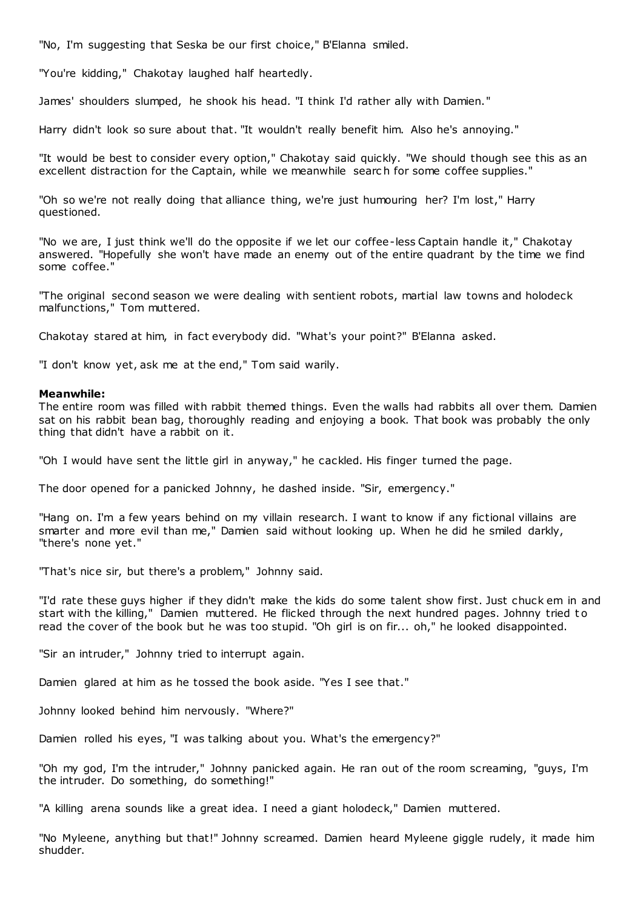"No, I'm suggesting that Seska be our first choice," B'Elanna smiled.

"You're kidding," Chakotay laughed half heartedly.

James' shoulders slumped, he shook his head. "I think I'd rather ally with Damien."

Harry didn't look so sure about that. "It wouldn't really benefit him. Also he's annoying."

"It would be best to consider every option," Chakotay said quickly. "We should though see this as an excellent distraction for the Captain, while we meanwhile search for some coffee supplies."

"Oh so we're not really doing that alliance thing, we're just humouring her? I'm lost," Harry questioned.

"No we are, I just think we'll do the opposite if we let our coffee-less Captain handle it," Chakotay answered. "Hopefully she won't have made an enemy out of the entire quadrant by the time we find some coffee."

"The original second season we were dealing with sentient robots, martial law towns and holodeck malfunctions," Tom muttered.

Chakotay stared at him, in fact everybody did. "What's your point?" B'Elanna asked.

"I don't know yet, ask me at the end," Tom said warily.

**Meanwhile:**
The entire room was filled with rabbit themed things. Even the walls had rabbits all over them. Damien sat on his rabbit bean bag, thoroughly reading and enjoying a book. That book was probably the only thing that didn't have a rabbit on it.

"Oh I would have sent the little girl in anyway," he cackled. His finger turned the page.

The door opened for a panicked Johnny, he dashed inside. "Sir, emergency."

"Hang on. I'm a few years behind on my villain research. I want to know if any fictional villains are smarter and more evil than me," Damien said without looking up. When he did he smiled darkly, "there's none yet."

"That's nice sir, but there's a problem," Johnny said.

"I'd rate these guys higher if they didn't make the kids do some talent show first. Just chuck em in and start with the killing," Damien muttered. He flicked through the next hundred pages. Johnny tried to read the cover of the book but he was too stupid. "Oh girl is on fir... oh," he looked disappointed.

"Sir an intruder," Johnny tried to interrupt again.

Damien glared at him as he tossed the book aside. "Yes I see that."

Johnny looked behind him nervously. "Where?"

Damien rolled his eyes, "I was talking about you. What's the emergency?"

"Oh my god, I'm the intruder," Johnny panicked again. He ran out of the room screaming, "guys, I'm the intruder. Do something, do something!"

"A killing arena sounds like a great idea. I need a giant holodeck," Damien muttered.

"No Myleene, anything but that!" Johnny screamed. Damien heard Myleene giggle rudely, it made him shudder.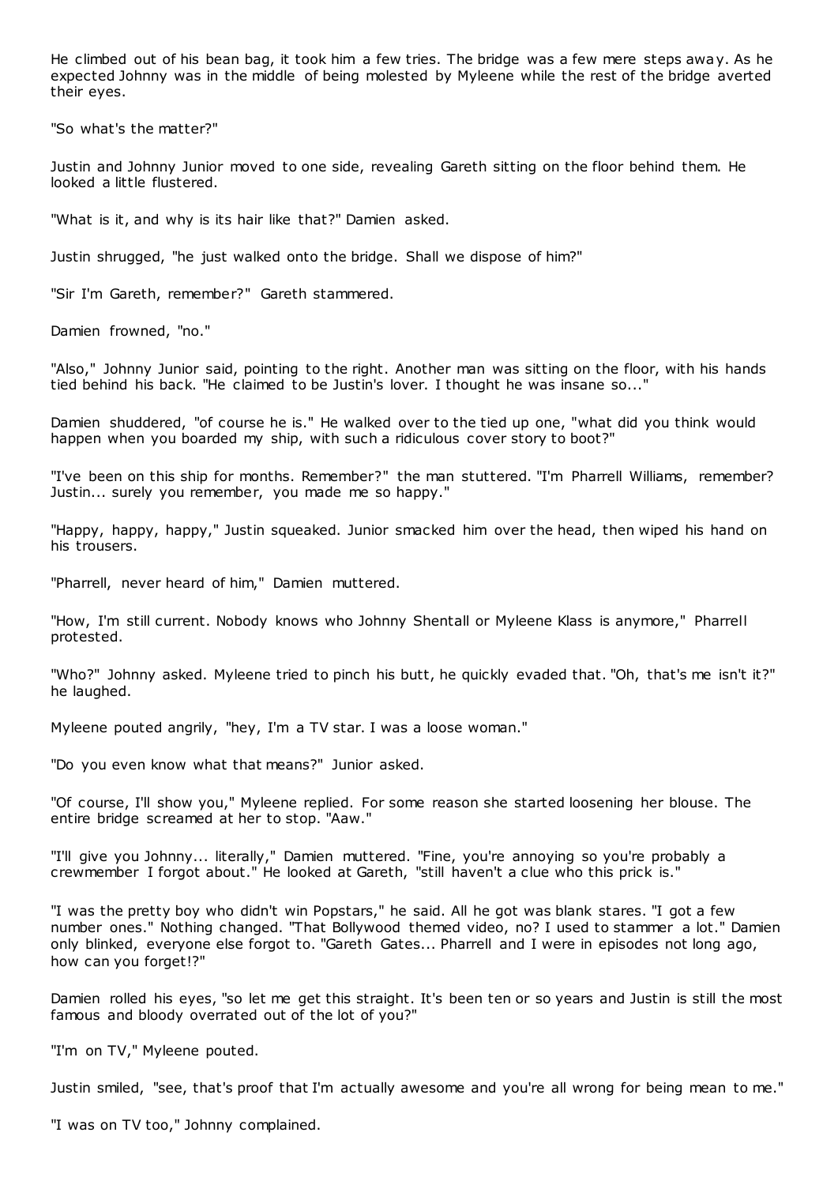He climbed out of his bean bag, it took him a few tries. The bridge was a few mere steps away. As he expected Johnny was in the middle of being molested by Myleene while the rest of the bridge averted their eyes.

"So what's the matter?"

Justin and Johnny Junior moved to one side, revealing Gareth sitting on the floor behind them. He looked a little flustered.

"What is it, and why is its hair like that?" Damien asked.

Justin shrugged, "he just walked onto the bridge. Shall we dispose of him?"

"Sir I'm Gareth, remember?" Gareth stammered.

Damien frowned, "no."

"Also," Johnny Junior said, pointing to the right. Another man was sitting on the floor, with his hands tied behind his back. "He claimed to be Justin's lover. I thought he was insane so..."

Damien shuddered, "of course he is." He walked over to the tied up one, "what did you think would happen when you boarded my ship, with such a ridiculous cover story to boot?"

"I've been on this ship for months. Remember?" the man stuttered. "I'm Pharrell Williams, remember? Justin... surely you remember, you made me so happy."

"Happy, happy, happy," Justin squeaked. Junior smacked him over the head, then wiped his hand on his trousers.

"Pharrell, never heard of him," Damien muttered.

"How, I'm still current. Nobody knows who Johnny Shentall or Myleene Klass is anymore," Pharrell protested.

"Who?" Johnny asked. Myleene tried to pinch his butt, he quickly evaded that. "Oh, that's me isn't it?" he laughed.

Myleene pouted angrily, "hey, I'm a TV star. I was a loose woman."

"Do you even know what that means?" Junior asked.

"Of course, I'll show you," Myleene replied. For some reason she started loosening her blouse. The entire bridge screamed at her to stop. "Aaw."

"I'll give you Johnny... literally," Damien muttered. "Fine, you're annoying so you're probably a crewmember I forgot about." He looked at Gareth, "still haven't a clue who this prick is."

"I was the pretty boy who didn't win Popstars," he said. All he got was blank stares. "I got a few number ones." Nothing changed. "That Bollywood themed video, no? I used to stammer a lot." Damien only blinked, everyone else forgot to. "Gareth Gates... Pharrell and I were in episodes not long ago, how can you forget!?"

Damien rolled his eyes, "so let me get this straight. It's been ten or so years and Justin is still the most famous and bloody overrated out of the lot of you?"

"I'm on TV," Myleene pouted.

Justin smiled, "see, that's proof that I'm actually awesome and you're all wrong for being mean to me."

"I was on TV too," Johnny complained.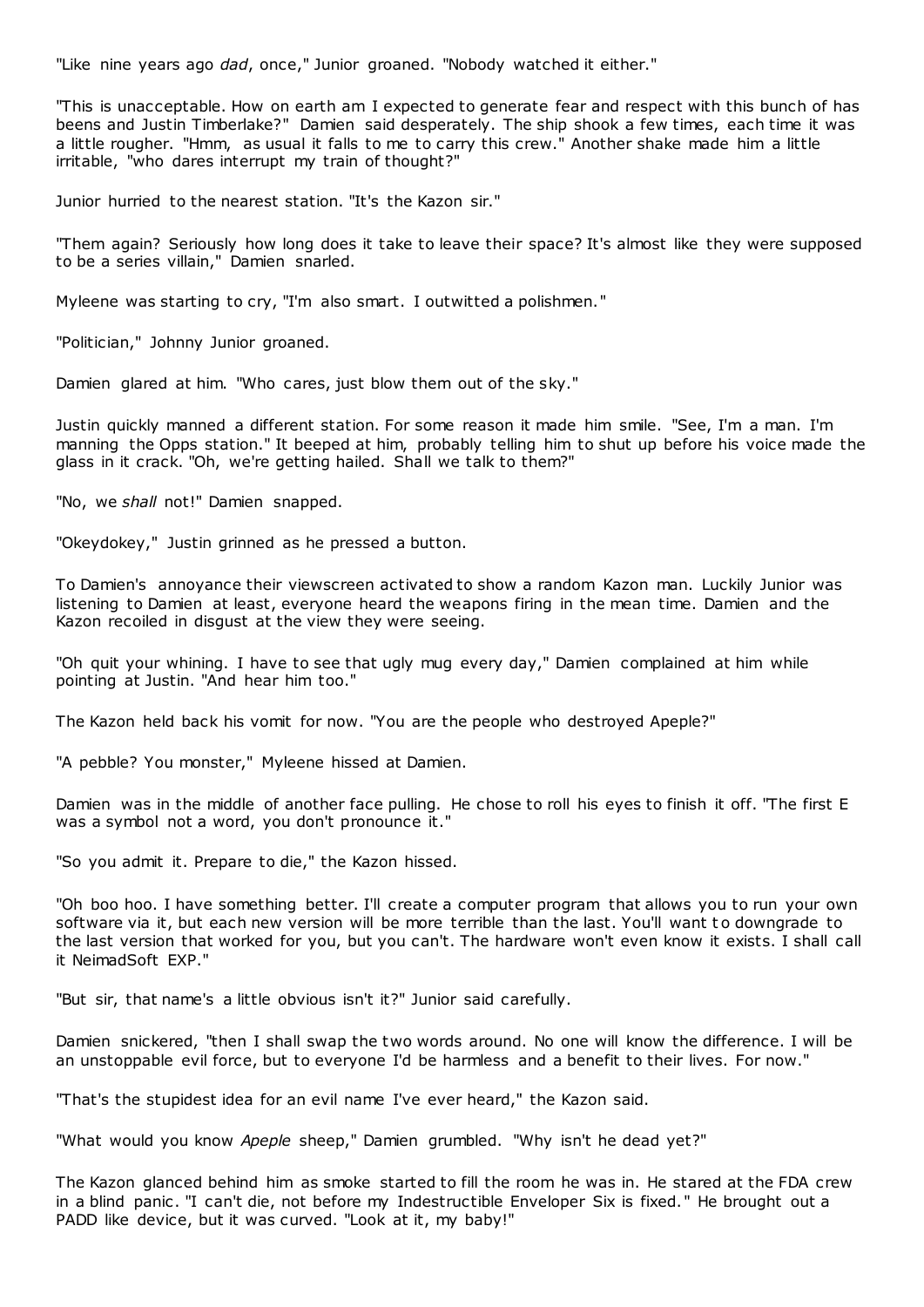"Like nine years ago *dad*, once," Junior groaned. "Nobody watched it either."

"This is unacceptable. How on earth am I expected to generate fear and respect with this bunch of has beens and Justin Timberlake?" Damien said desperately. The ship shook a few times, each time it was a little rougher. "Hmm, as usual it falls to me to carry this crew." Another shake made him a little irritable, "who dares interrupt my train of thought?"

Junior hurried to the nearest station. "It's the Kazon sir."

"Them again? Seriously how long does it take to leave their space? It's almost like they were supposed to be a series villain," Damien snarled.

Myleene was starting to cry, "I'm also smart. I outwitted a polishmen."

"Politician," Johnny Junior groaned.

Damien glared at him. "Who cares, just blow them out of the sky."

Justin quickly manned a different station. For some reason it made him smile. "See, I'm a man. I'm manning the Opps station." It beeped at him, probably telling him to shut up before his voice made the glass in it crack. "Oh, we're getting hailed. Shall we talk to them?"

"No, we *shall* not!" Damien snapped.

"Okeydokey," Justin grinned as he pressed a button.

To Damien's annoyance their viewscreen activated to show a random Kazon man. Luckily Junior was listening to Damien at least, everyone heard the weapons firing in the mean time. Damien and the Kazon recoiled in disgust at the view they were seeing.

"Oh quit your whining. I have to see that ugly mug every day," Damien complained at him while pointing at Justin. "And hear him too."

The Kazon held back his vomit for now. "You are the people who destroyed Apeple?"

"A pebble? You monster," Myleene hissed at Damien.

Damien was in the middle of another face pulling. He chose to roll his eyes to finish it off. "The first E was a symbol not a word, you don't pronounce it."

"So you admit it. Prepare to die," the Kazon hissed.

"Oh boo hoo. I have something better. I'll create a computer program that allows you to run your own software via it, but each new version will be more terrible than the last. You'll want to downgrade to the last version that worked for you, but you can't. The hardware won't even know it exists. I shall call it NeimadSoft EXP."

"But sir, that name's a little obvious isn't it?" Junior said carefully.

Damien snickered, "then I shall swap the two words around. No one will know the difference. I will be an unstoppable evil force, but to everyone I'd be harmless and a benefit to their lives. For now."

"That's the stupidest idea for an evil name I've ever heard," the Kazon said.

"What would you know *Apeple* sheep," Damien grumbled. "Why isn't he dead yet?"

The Kazon glanced behind him as smoke started to fill the room he was in. He stared at the FDA crew in a blind panic. "I can't die, not before my Indestructible Enveloper Six is fixed." He brought out a PADD like device, but it was curved. "Look at it, my baby!"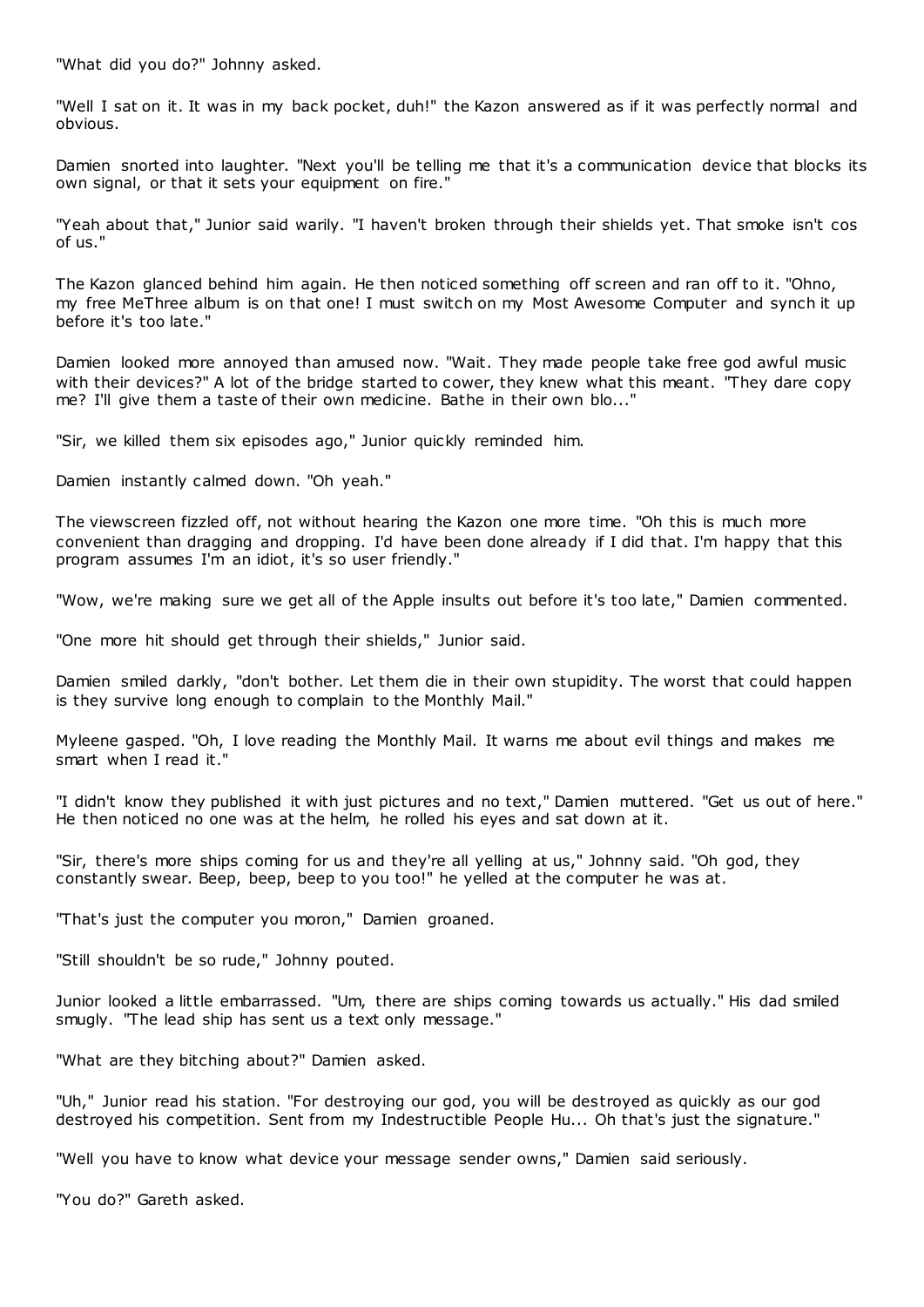"What did you do?" Johnny asked.

"Well I sat on it. It was in my back pocket, duh!" the Kazon answered as if it was perfectly normal and obvious.

Damien snorted into laughter. "Next you'll be telling me that it's a communication device that blocks its own signal, or that it sets your equipment on fire."

"Yeah about that," Junior said warily. "I haven't broken through their shields yet. That smoke isn't cos of us."

The Kazon glanced behind him again. He then noticed something off screen and ran off to it. "Ohno, my free MeThree album is on that one! I must switch on my Most Awesome Computer and synch it up before it's too late."

Damien looked more annoyed than amused now. "Wait. They made people take free god awful music with their devices?" A lot of the bridge started to cower, they knew what this meant. "They dare copy me? I'll give them a taste of their own medicine. Bathe in their own blo..."

"Sir, we killed them six episodes ago," Junior quickly reminded him.

Damien instantly calmed down. "Oh yeah."

The viewscreen fizzled off, not without hearing the Kazon one more time. "Oh this is much more convenient than dragging and dropping. I'd have been done already if I did that. I'm happy that this program assumes I'm an idiot, it's so user friendly."

"Wow, we're making sure we get all of the Apple insults out before it's too late," Damien commented.

"One more hit should get through their shields," Junior said.

Damien smiled darkly, "don't bother. Let them die in their own stupidity. The worst that could happen is they survive long enough to complain to the Monthly Mail."

Myleene gasped. "Oh, I love reading the Monthly Mail. It warns me about evil things and makes me smart when I read it."

"I didn't know they published it with just pictures and no text," Damien muttered. "Get us out of here." He then noticed no one was at the helm, he rolled his eyes and sat down at it.

"Sir, there's more ships coming for us and they're all yelling at us," Johnny said. "Oh god, they constantly swear. Beep, beep, beep to you too!" he yelled at the computer he was at.

"That's just the computer you moron," Damien groaned.

"Still shouldn't be so rude," Johnny pouted.

Junior looked a little embarrassed. "Um, there are ships coming towards us actually." His dad smiled smugly. "The lead ship has sent us a text only message."

"What are they bitching about?" Damien asked.

"Uh," Junior read his station. "For destroying our god, you will be destroyed as quickly as our god destroyed his competition. Sent from my Indestructible People Hu... Oh that's just the signature."

"Well you have to know what device your message sender owns," Damien said seriously.

"You do?" Gareth asked.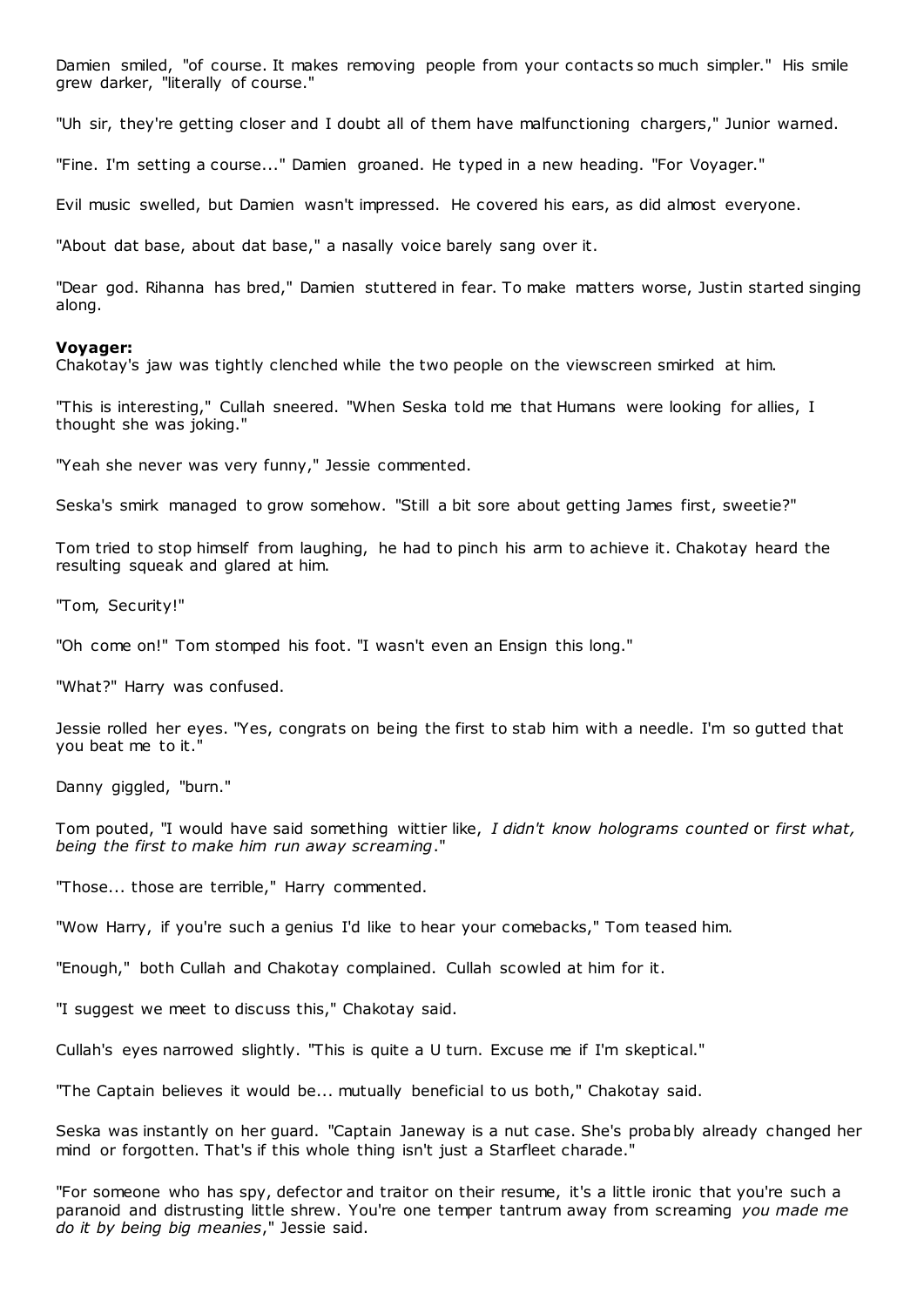Damien smiled, "of course. It makes removing people from your contacts so much simpler." His smile grew darker, "literally of course."

"Uh sir, they're getting closer and I doubt all of them have malfunctioning chargers," Junior warned.

"Fine. I'm setting a course..." Damien groaned. He typed in a new heading. "For Voyager."

Evil music swelled, but Damien wasn't impressed. He covered his ears, as did almost everyone.

"About dat base, about dat base," a nasally voice barely sang over it.

"Dear god. Rihanna has bred," Damien stuttered in fear. To make matters worse, Justin started singing along.

**Voyager:**
Chakotay's jaw was tightly clenched while the two people on the viewscreen smirked at him.

"This is interesting," Cullah sneered. "When Seska told me that Humans were looking for allies, I thought she was joking."

"Yeah she never was very funny," Jessie commented.

Seska's smirk managed to grow somehow. "Still a bit sore about getting James first, sweetie?"

Tom tried to stop himself from laughing, he had to pinch his arm to achieve it. Chakotay heard the resulting squeak and glared at him.

"Tom, Security!"

"Oh come on!" Tom stomped his foot. "I wasn't even an Ensign this long."

"What?" Harry was confused.

Jessie rolled her eyes. "Yes, congrats on being the first to stab him with a needle. I'm so gutted that you beat me to it."

Danny giggled, "burn."

Tom pouted, "I would have said something wittier like, *I didn't know holograms counted* or *first what, being the first to make him run away screaming*."

"Those... those are terrible," Harry commented.

"Wow Harry, if you're such a genius I'd like to hear your comebacks," Tom teased him.

"Enough," both Cullah and Chakotay complained. Cullah scowled at him for it.

"I suggest we meet to discuss this," Chakotay said.

Cullah's eyes narrowed slightly. "This is quite a U turn. Excuse me if I'm skeptical."

"The Captain believes it would be... mutually beneficial to us both," Chakotay said.

Seska was instantly on her guard. "Captain Janeway is a nut case. She's probably already changed her mind or forgotten. That's if this whole thing isn't just a Starfleet charade."

"For someone who has spy, defector and traitor on their resume, it's a little ironic that you're such a paranoid and distrusting little shrew. You're one temper tantrum away from screaming *you made me do it by being big meanies*," Jessie said.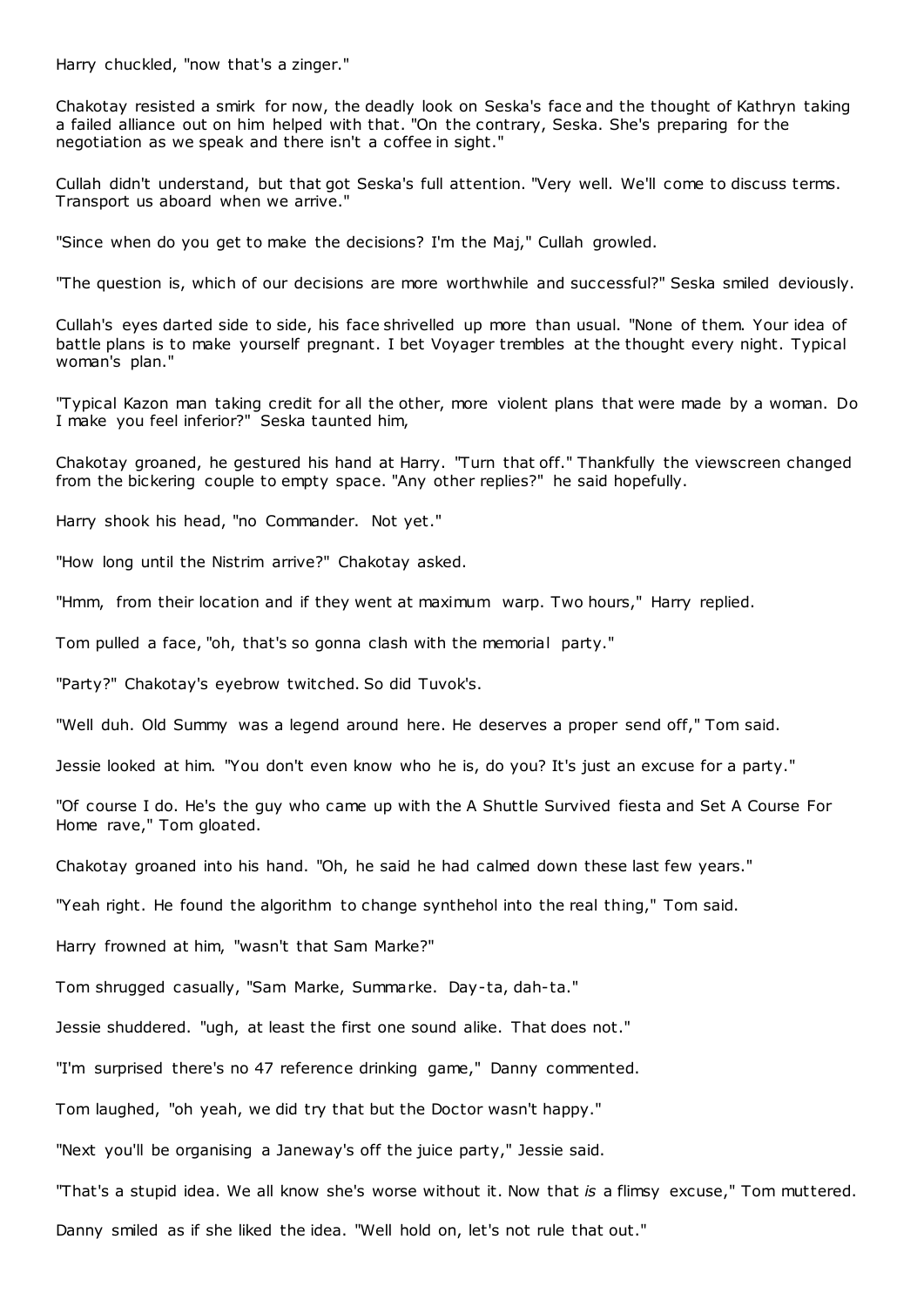Harry chuckled, "now that's a zinger."

Chakotay resisted a smirk for now, the deadly look on Seska's face and the thought of Kathryn taking a failed alliance out on him helped with that. "On the contrary, Seska. She's preparing for the negotiation as we speak and there isn't a coffee in sight."

Cullah didn't understand, but that got Seska's full attention. "Very well. We'll come to discuss terms. Transport us aboard when we arrive."

"Since when do you get to make the decisions? I'm the Maj," Cullah growled.

"The question is, which of our decisions are more worthwhile and successful?" Seska smiled deviously.

Cullah's eyes darted side to side, his face shrivelled up more than usual. "None of them. Your idea of battle plans is to make yourself pregnant. I bet Voyager trembles at the thought every night. Typical woman's plan."

"Typical Kazon man taking credit for all the other, more violent plans that were made by a woman. Do I make you feel inferior?" Seska taunted him,

Chakotay groaned, he gestured his hand at Harry. "Turn that off." Thankfully the viewscreen changed from the bickering couple to empty space. "Any other replies?" he said hopefully.

Harry shook his head, "no Commander. Not yet."

"How long until the Nistrim arrive?" Chakotay asked.

"Hmm, from their location and if they went at maximum warp. Two hours," Harry replied.

Tom pulled a face, "oh, that's so gonna clash with the memorial party."

"Party?" Chakotay's eyebrow twitched. So did Tuvok's.

"Well duh. Old Summy was a legend around here. He deserves a proper send off," Tom said.

Jessie looked at him. "You don't even know who he is, do you? It's just an excuse for a party."

"Of course I do. He's the guy who came up with the A Shuttle Survived fiesta and Set A Course For Home rave," Tom gloated.

Chakotay groaned into his hand. "Oh, he said he had calmed down these last few years."

"Yeah right. He found the algorithm to change synthehol into the real thing," Tom said.

Harry frowned at him, "wasn't that Sam Marke?"

Tom shrugged casually, "Sam Marke, Summarke. Day-ta, dah-ta."

Jessie shuddered. "ugh, at least the first one sound alike. That does not."

"I'm surprised there's no 47 reference drinking game," Danny commented.

Tom laughed, "oh yeah, we did try that but the Doctor wasn't happy."

"Next you'll be organising a Janeway's off the juice party," Jessie said.

"That's a stupid idea. We all know she's worse without it. Now that *is* a flimsy excuse," Tom muttered.

Danny smiled as if she liked the idea. "Well hold on, let's not rule that out."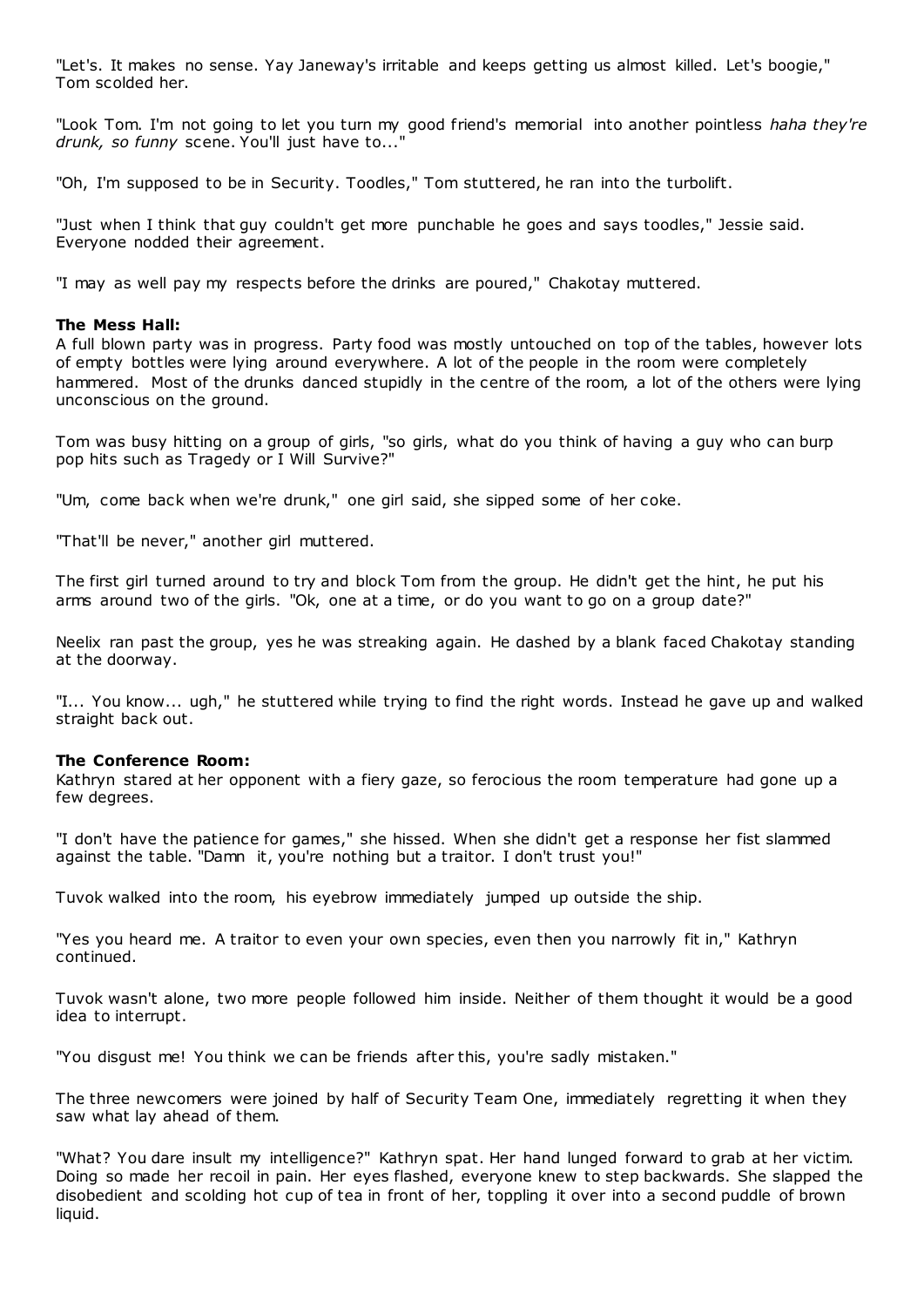"Let's. It makes no sense. Yay Janeway's irritable and keeps getting us almost killed. Let's boogie," Tom scolded her.

"Look Tom. I'm not going to let you turn my good friend's memorial into another pointless *haha they're drunk, so funny* scene. You'll just have to..."

"Oh, I'm supposed to be in Security. Toodles," Tom stuttered, he ran into the turbolift.

"Just when I think that guy couldn't get more punchable he goes and says toodles," Jessie said. Everyone nodded their agreement.

"I may as well pay my respects before the drinks are poured," Chakotay muttered.

**The Mess Hall:**
A full blown party was in progress. Party food was mostly untouched on top of the tables, however lots of empty bottles were lying around everywhere. A lot of the people in the room were completely hammered. Most of the drunks danced stupidly in the centre of the room, a lot of the others were lying unconscious on the ground.

Tom was busy hitting on a group of girls, "so girls, what do you think of having a guy who can burp pop hits such as Tragedy or I Will Survive?"

"Um, come back when we're drunk," one girl said, she sipped some of her coke.

"That'll be never," another girl muttered.

The first girl turned around to try and block Tom from the group. He didn't get the hint, he put his arms around two of the girls. "Ok, one at a time, or do you want to go on a group date?"

Neelix ran past the group, yes he was streaking again. He dashed by a blank faced Chakotay standing at the doorway.

"I... You know... ugh," he stuttered while trying to find the right words. Instead he gave up and walked straight back out.

**The Conference Room:**
Kathryn stared at her opponent with a fiery gaze, so ferocious the room temperature had gone up a few degrees.

"I don't have the patience for games," she hissed. When she didn't get a response her fist slammed against the table. "Damn it, you're nothing but a traitor. I don't trust you!"

Tuvok walked into the room, his eyebrow immediately jumped up outside the ship.

"Yes you heard me. A traitor to even your own species, even then you narrowly fit in," Kathryn continued.

Tuvok wasn't alone, two more people followed him inside. Neither of them thought it would be a good idea to interrupt.

"You disgust me! You think we can be friends after this, you're sadly mistaken."

The three newcomers were joined by half of Security Team One, immediately regretting it when they saw what lay ahead of them.

"What? You dare insult my intelligence?" Kathryn spat. Her hand lunged forward to grab at her victim. Doing so made her recoil in pain. Her eyes flashed, everyone knew to step backwards. She slapped the disobedient and scolding hot cup of tea in front of her, toppling it over into a second puddle of brown liquid.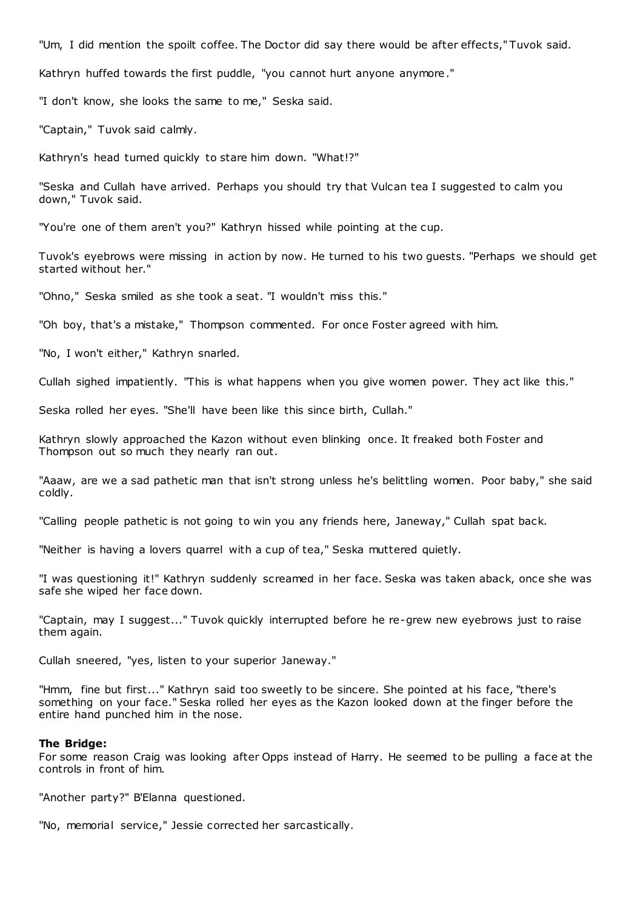"Um, I did mention the spoilt coffee. The Doctor did say there would be after effects," Tuvok said.

Kathryn huffed towards the first puddle, "you cannot hurt anyone anymore."

"I don't know, she looks the same to me," Seska said.

"Captain," Tuvok said calmly.

Kathryn's head turned quickly to stare him down. "What!?"

"Seska and Cullah have arrived. Perhaps you should try that Vulcan tea I suggested to calm you down," Tuvok said.

"You're one of them aren't you?" Kathryn hissed while pointing at the cup.

Tuvok's eyebrows were missing in action by now. He turned to his two guests. "Perhaps we should get started without her."

"Ohno," Seska smiled as she took a seat. "I wouldn't miss this."

"Oh boy, that's a mistake," Thompson commented. For once Foster agreed with him.

"No, I won't either," Kathryn snarled.

Cullah sighed impatiently. "This is what happens when you give women power. They act like this."

Seska rolled her eyes. "She'll have been like this since birth, Cullah."

Kathryn slowly approached the Kazon without even blinking once. It freaked both Foster and Thompson out so much they nearly ran out.

"Aaaw, are we a sad pathetic man that isn't strong unless he's belittling women. Poor baby," she said coldly.

"Calling people pathetic is not going to win you any friends here, Janeway," Cullah spat back.

"Neither is having a lovers quarrel with a cup of tea," Seska muttered quietly.

"I was questioning it!" Kathryn suddenly screamed in her face. Seska was taken aback, once she was safe she wiped her face down.

"Captain, may I suggest..." Tuvok quickly interrupted before he re-grew new eyebrows just to raise them again.

Cullah sneered, "yes, listen to your superior Janeway."

"Hmm, fine but first..." Kathryn said too sweetly to be sincere. She pointed at his face, "there's something on your face." Seska rolled her eyes as the Kazon looked down at the finger before the entire hand punched him in the nose.

**The Bridge:**
For some reason Craig was looking after Opps instead of Harry. He seemed to be pulling a face at the controls in front of him.

"Another party?" B'Elanna questioned.

"No, memorial service," Jessie corrected her sarcastically.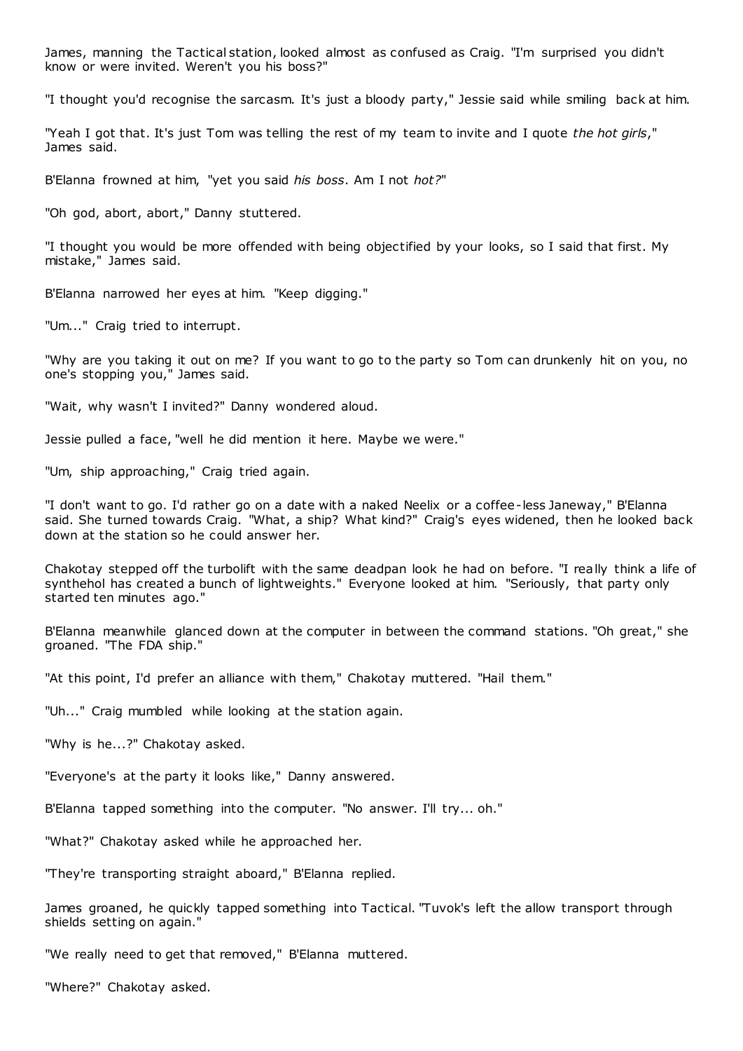James, manning the Tactical station, looked almost as confused as Craig. "I'm surprised you didn't know or were invited. Weren't you his boss?"

"I thought you'd recognise the sarcasm. It's just a bloody party," Jessie said while smiling back at him.

"Yeah I got that. It's just Tom was telling the rest of my team to invite and I quote *the hot girls*," James said.

B'Elanna frowned at him, "yet you said *his boss*. Am I not *hot?*"

"Oh god, abort, abort," Danny stuttered.

"I thought you would be more offended with being objectified by your looks, so I said that first. My mistake," James said.

B'Elanna narrowed her eyes at him. "Keep digging."

"Um..." Craig tried to interrupt.

"Why are you taking it out on me? If you want to go to the party so Tom can drunkenly hit on you, no one's stopping you," James said.

"Wait, why wasn't I invited?" Danny wondered aloud.

Jessie pulled a face, "well he did mention it here. Maybe we were."

"Um, ship approaching," Craig tried again.

"I don't want to go. I'd rather go on a date with a naked Neelix or a coffee-less Janeway," B'Elanna said. She turned towards Craig. "What, a ship? What kind?" Craig's eyes widened, then he looked back down at the station so he could answer her.

Chakotay stepped off the turbolift with the same deadpan look he had on before. "I really think a life of synthehol has created a bunch of lightweights." Everyone looked at him. "Seriously, that party only started ten minutes ago."

B'Elanna meanwhile glanced down at the computer in between the command stations. "Oh great," she groaned. "The FDA ship."

"At this point, I'd prefer an alliance with them," Chakotay muttered. "Hail them."

"Uh..." Craig mumbled while looking at the station again.

"Why is he...?" Chakotay asked.

"Everyone's at the party it looks like," Danny answered.

B'Elanna tapped something into the computer. "No answer. I'll try... oh."

"What?" Chakotay asked while he approached her.

"They're transporting straight aboard," B'Elanna replied.

James groaned, he quickly tapped something into Tactical. "Tuvok's left the allow transport through shields setting on again."

"We really need to get that removed," B'Elanna muttered.

"Where?" Chakotay asked.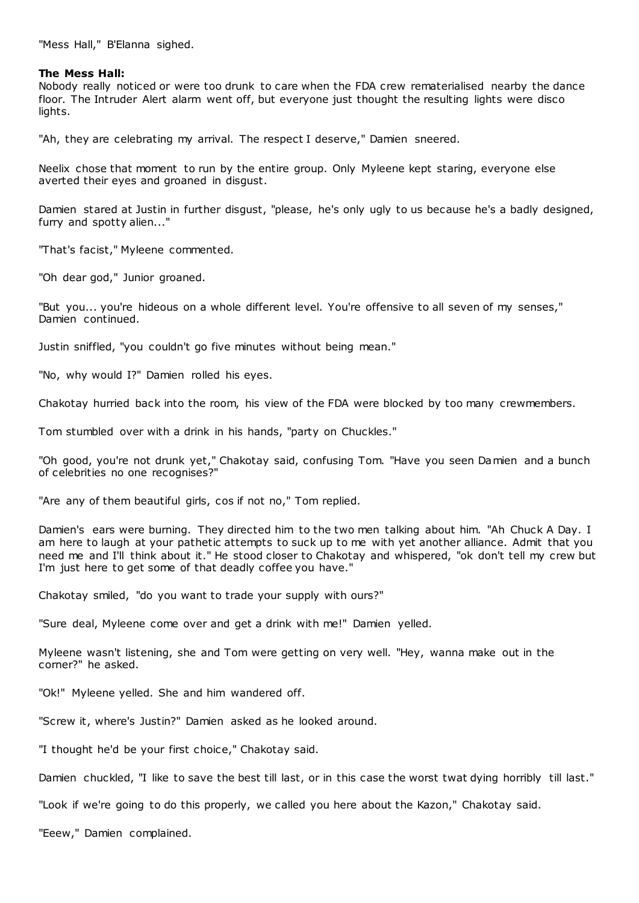"Mess Hall," B'Elanna sighed.

**The Mess Hall:**

Nobody really noticed or were too drunk to care when the FDA crew rematerialised nearby the dance floor. The Intruder Alert alarm went off, but everyone just thought the resulting lights were disco lights.

"Ah, they are celebrating my arrival. The respect I deserve," Damien sneered.

Neelix chose that moment to run by the entire group. Only Myleene kept staring, everyone else averted their eyes and groaned in disgust.

Damien stared at Justin in further disgust, "please, he's only ugly to us because he's a badly designed, furry and spotty alien..."

"That's facist," Myleene commented.

"Oh dear god," Junior groaned.

"But you... you're hideous on a whole different level. You're offensive to all seven of my senses," Damien continued.

Justin sniffled, "you couldn't go five minutes without being mean."

"No, why would I?" Damien rolled his eyes.

Chakotay hurried back into the room, his view of the FDA were blocked by too many crewmembers.

Tom stumbled over with a drink in his hands, "party on Chuckles."

"Oh good, you're not drunk yet," Chakotay said, confusing Tom. "Have you seen Damien and a bunch of celebrities no one recognises?"

"Are any of them beautiful girls, cos if not no," Tom replied.

Damien's ears were burning. They directed him to the two men talking about him. "Ah Chuck A Day. I am here to laugh at your pathetic attempts to suck up to me with yet another alliance. Admit that you need me and I'll think about it." He stood closer to Chakotay and whispered, "ok don't tell my crew but I'm just here to get some of that deadly coffee you have."

Chakotay smiled, "do you want to trade your supply with ours?"

"Sure deal, Myleene come over and get a drink with me!" Damien yelled.

Myleene wasn't listening, she and Tom were getting on very well. "Hey, wanna make out in the corner?" he asked.

"Ok!" Myleene yelled. She and him wandered off.

"Screw it, where's Justin?" Damien asked as he looked around.

"I thought he'd be your first choice," Chakotay said.

Damien chuckled, "I like to save the best till last, or in this case the worst twat dying horribly till last."

"Look if we're going to do this properly, we called you here about the Kazon," Chakotay said.

"Eeew," Damien complained.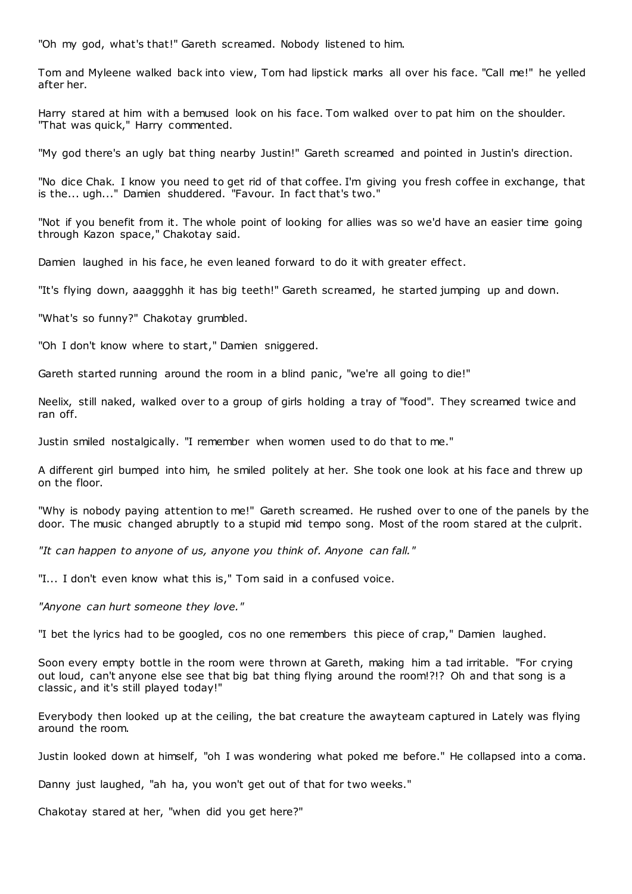"Oh my god, what's that!" Gareth screamed. Nobody listened to him.

Tom and Myleene walked back into view, Tom had lipstick marks all over his face. "Call me!" he yelled after her.

Harry stared at him with a bemused look on his face. Tom walked over to pat him on the shoulder. "That was quick," Harry commented.

"My god there's an ugly bat thing nearby Justin!" Gareth screamed and pointed in Justin's direction.

"No dice Chak. I know you need to get rid of that coffee. I'm giving you fresh coffee in exchange, that is the... ugh..." Damien shuddered. "Favour. In fact that's two."

"Not if you benefit from it. The whole point of looking for allies was so we'd have an easier time going through Kazon space," Chakotay said.

Damien laughed in his face, he even leaned forward to do it with greater effect.

"It's flying down, aaaggghh it has big teeth!" Gareth screamed, he started jumping up and down.

"What's so funny?" Chakotay grumbled.

"Oh I don't know where to start," Damien sniggered.

Gareth started running around the room in a blind panic, "we're all going to die!"

Neelix, still naked, walked over to a group of girls holding a tray of "food". They screamed twice and ran off.

Justin smiled nostalgically. "I remember when women used to do that to me."

A different girl bumped into him, he smiled politely at her. She took one look at his face and threw up on the floor.

"Why is nobody paying attention to me!" Gareth screamed. He rushed over to one of the panels by the door. The music changed abruptly to a stupid mid tempo song. Most of the room stared at the culprit.

*"It can happen to anyone of us, anyone you think of. Anyone can fall."*

"I... I don't even know what this is," Tom said in a confused voice.

*"Anyone can hurt someone they love."*

"I bet the lyrics had to be googled, cos no one remembers this piece of crap," Damien laughed.

Soon every empty bottle in the room were thrown at Gareth, making him a tad irritable. "For crying out loud, can't anyone else see that big bat thing flying around the room!?!? Oh and that song is a classic, and it's still played today!"

Everybody then looked up at the ceiling, the bat creature the awayteam captured in Lately was flying around the room.

Justin looked down at himself, "oh I was wondering what poked me before." He collapsed into a coma.

Danny just laughed, "ah ha, you won't get out of that for two weeks."

Chakotay stared at her, "when did you get here?"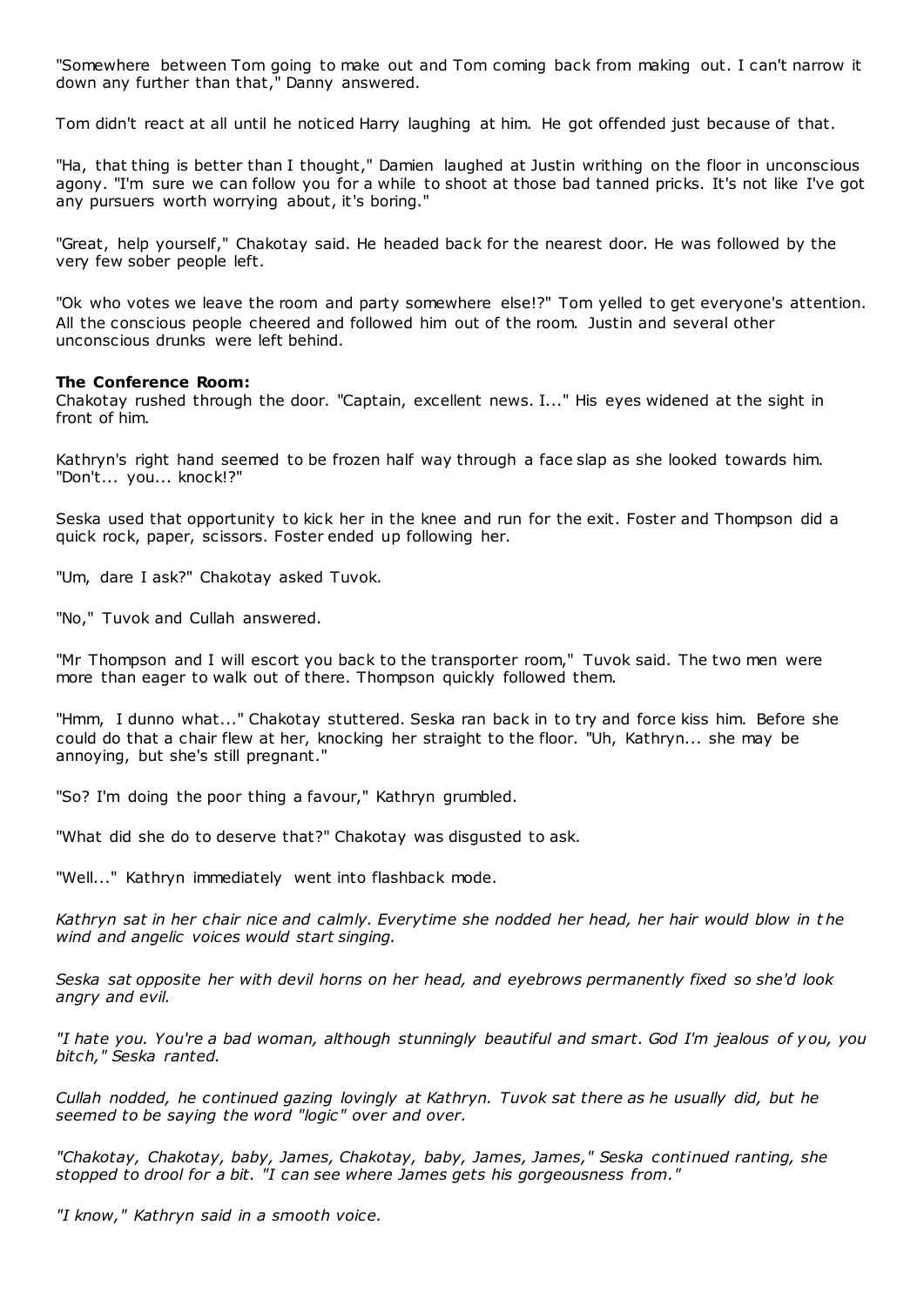"Somewhere between Tom going to make out and Tom coming back from making out. I can't narrow it down any further than that," Danny answered.

Tom didn't react at all until he noticed Harry laughing at him. He got offended just because of that.

"Ha, that thing is better than I thought," Damien laughed at Justin writhing on the floor in unconscious agony. "I'm sure we can follow you for a while to shoot at those bad tanned pricks. It's not like I've got any pursuers worth worrying about, it's boring."

"Great, help yourself," Chakotay said. He headed back for the nearest door. He was followed by the very few sober people left.

"Ok who votes we leave the room and party somewhere else!?" Tom yelled to get everyone's attention. All the conscious people cheered and followed him out of the room. Justin and several other unconscious drunks were left behind.

**The Conference Room:**
Chakotay rushed through the door. "Captain, excellent news. I..." His eyes widened at the sight in front of him.

Kathryn's right hand seemed to be frozen half way through a face slap as she looked towards him. "Don't... you... knock!?"

Seska used that opportunity to kick her in the knee and run for the exit. Foster and Thompson did a quick rock, paper, scissors. Foster ended up following her.

"Um, dare I ask?" Chakotay asked Tuvok.

"No," Tuvok and Cullah answered.

"Mr Thompson and I will escort you back to the transporter room," Tuvok said. The two men were more than eager to walk out of there. Thompson quickly followed them.

"Hmm, I dunno what..." Chakotay stuttered. Seska ran back in to try and force kiss him. Before she could do that a chair flew at her, knocking her straight to the floor. "Uh, Kathryn... she may be annoying, but she's still pregnant."

"So? I'm doing the poor thing a favour," Kathryn grumbled.

"What did she do to deserve that?" Chakotay was disgusted to ask.

"Well..." Kathryn immediately went into flashback mode.

*Kathryn sat in her chair nice and calmly. Everytime she nodded her head, her hair would blow in the wind and angelic voices would start singing.*

*Seska sat opposite her with devil horns on her head, and eyebrows permanently fixed so she'd look angry and evil.*

*"I hate you. You're a bad woman, although stunningly beautiful and smart. God I'm jealous of you, you bitch," Seska ranted.*

*Cullah nodded, he continued gazing lovingly at Kathryn. Tuvok sat there as he usually did, but he seemed to be saying the word "logic" over and over.*

*"Chakotay, Chakotay, baby, James, Chakotay, baby, James, James," Seska continued ranting, she stopped to drool for a bit. "I can see where James gets his gorgeousness from."*

*"I know," Kathryn said in a smooth voice.*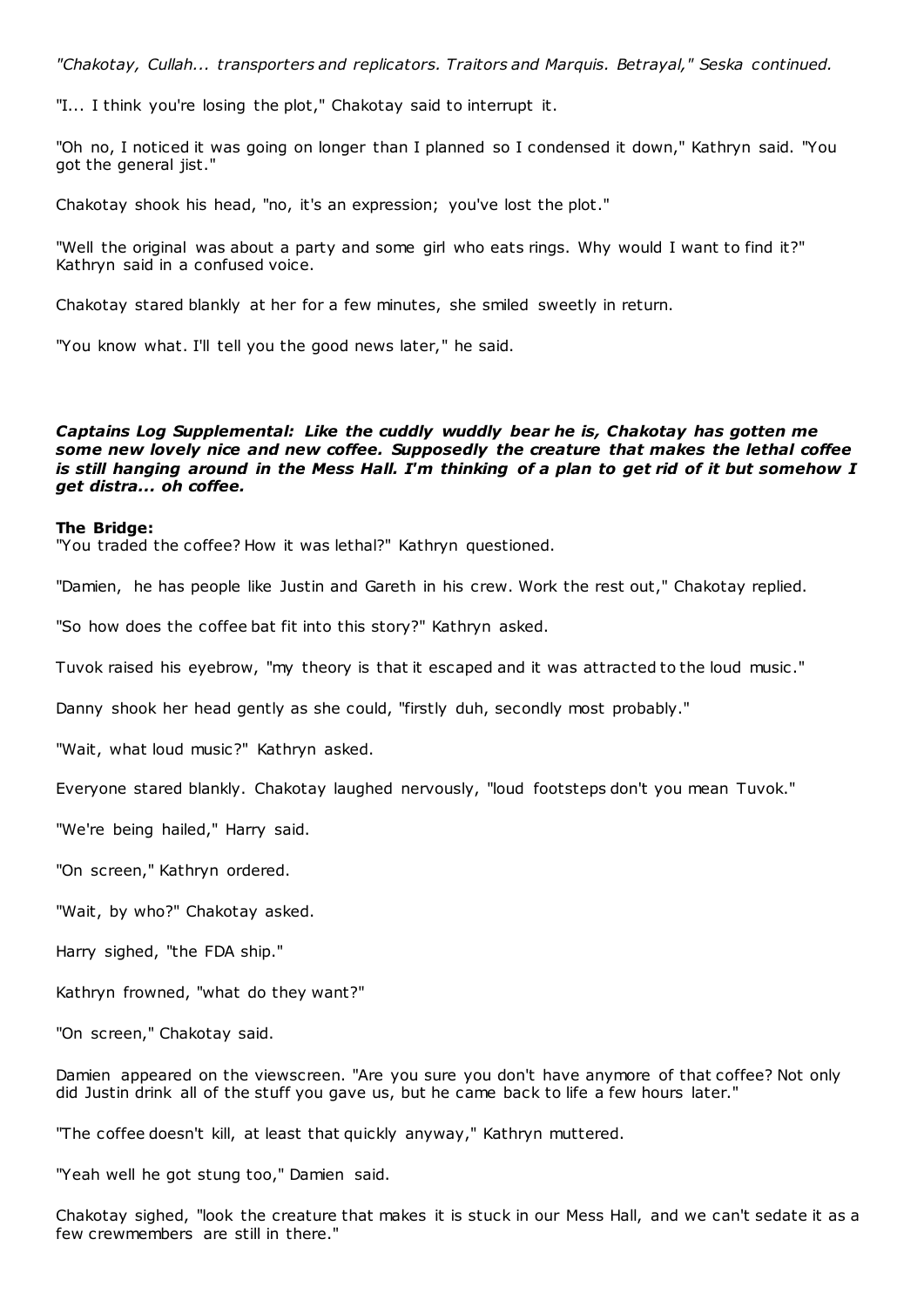*"Chakotay, Cullah... transporters and replicators. Traitors and Marquis. Betrayal," Seska continued.*

"I... I think you're losing the plot," Chakotay said to interrupt it.

"Oh no, I noticed it was going on longer than I planned so I condensed it down," Kathryn said. "You got the general jist."

Chakotay shook his head, "no, it's an expression; you've lost the plot."

"Well the original was about a party and some girl who eats rings. Why would I want to find it?" Kathryn said in a confused voice.

Chakotay stared blankly at her for a few minutes, she smiled sweetly in return.

"You know what. I'll tell you the good news later," he said.

***Captains Log Supplemental: Like the cuddly wuddly bear he is, Chakotay has gotten me some new lovely nice and new coffee. Supposedly the creature that makes the lethal coffee is still hanging around in the Mess Hall. I'm thinking of a plan to get rid of it but somehow I get distra... oh coffee.***

**The Bridge:**

"You traded the coffee? How it was lethal?" Kathryn questioned.

"Damien, he has people like Justin and Gareth in his crew. Work the rest out," Chakotay replied.

"So how does the coffee bat fit into this story?" Kathryn asked.

Tuvok raised his eyebrow, "my theory is that it escaped and it was attracted to the loud music."

Danny shook her head gently as she could, "firstly duh, secondly most probably."

"Wait, what loud music?" Kathryn asked.

Everyone stared blankly. Chakotay laughed nervously, "loud footsteps don't you mean Tuvok."

"We're being hailed," Harry said.

"On screen," Kathryn ordered.

"Wait, by who?" Chakotay asked.

Harry sighed, "the FDA ship."

Kathryn frowned, "what do they want?"

"On screen," Chakotay said.

Damien appeared on the viewscreen. "Are you sure you don't have anymore of that coffee? Not only did Justin drink all of the stuff you gave us, but he came back to life a few hours later."

"The coffee doesn't kill, at least that quickly anyway," Kathryn muttered.

"Yeah well he got stung too," Damien said.

Chakotay sighed, "look the creature that makes it is stuck in our Mess Hall, and we can't sedate it as a few crewmembers are still in there."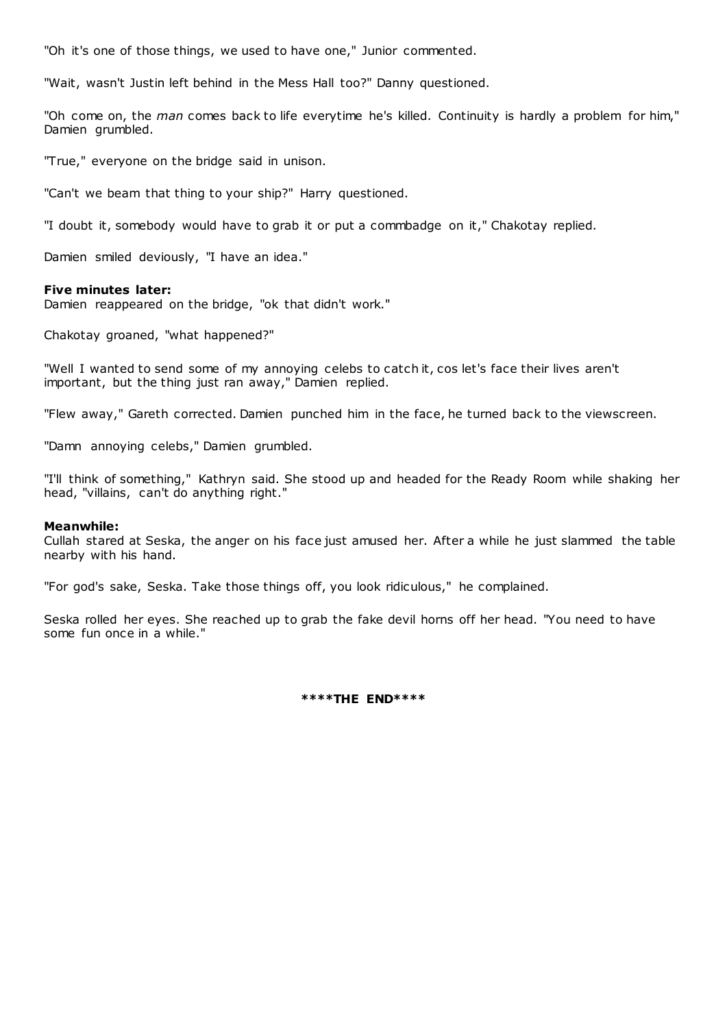"Oh it's one of those things, we used to have one," Junior commented.

"Wait, wasn't Justin left behind in the Mess Hall too?" Danny questioned.

"Oh come on, the *man* comes back to life everytime he's killed. Continuity is hardly a problem for him," Damien grumbled.

"True," everyone on the bridge said in unison.

"Can't we beam that thing to your ship?" Harry questioned.

"I doubt it, somebody would have to grab it or put a commbadge on it," Chakotay replied.

Damien smiled deviously, "I have an idea."

**Five minutes later:**
Damien reappeared on the bridge, "ok that didn't work."

Chakotay groaned, "what happened?"

"Well I wanted to send some of my annoying celebs to catch it, cos let's face their lives aren't important, but the thing just ran away," Damien replied.

"Flew away," Gareth corrected. Damien punched him in the face, he turned back to the viewscreen.

"Damn annoying celebs," Damien grumbled.

"I'll think of something," Kathryn said. She stood up and headed for the Ready Room while shaking her head, "villains, can't do anything right."

**Meanwhile:**
Cullah stared at Seska, the anger on his face just amused her. After a while he just slammed the table nearby with his hand.

"For god's sake, Seska. Take those things off, you look ridiculous," he complained.

Seska rolled her eyes. She reached up to grab the fake devil horns off her head. "You need to have some fun once in a while."

**\*\*\*\*THE END\*\*\*\***